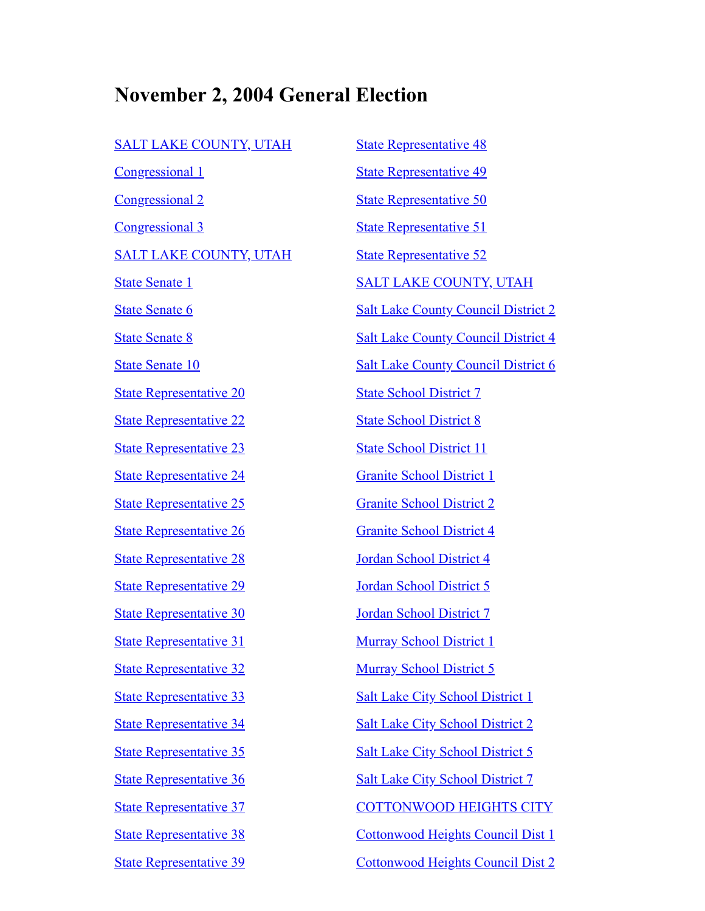# November 2, 2004 General Election

SALT LAKE COUNTY, UTAH

Congressional 1

Congressional 2

Congressional 3

SALT LAKE COUNTY, UTAH

State Senate 1

State Senate 6

State Senate 8

State Senate 10

State Representative 20

State Representative 22

State Representative 23

State Representative 24

State Representative 25

State Representative 26

State Representative 28

State Representative 29

State Representative 30

State Representative 31

State Representative 32

State Representative 33

State Representative 34

State Representative 35

State Representative 36

State Representative 37

State Representative 38

State Representative 39

State Representative 48

State Representative 49

State Representative 50

State Representative 51

State Representative 52

SALT LAKE COUNTY, UTAH

Salt Lake County Council District 2

Salt Lake County Council District 4

Salt Lake County Council District 6

State School District 7

State School District 8

State School District 11

Granite School District 1

Granite School District 2

Granite School District 4

Jordan School District 4

Jordan School District 5

Jordan School District 7

Murray School District 1

Murray School District 5

Salt Lake City School District 1

Salt Lake City School District 2

Salt Lake City School District 5

Salt Lake City School District 7

COTTONWOOD HEIGHTS CITY

Cottonwood Heights Council Dist 1

Cottonwood Heights Council Dist 2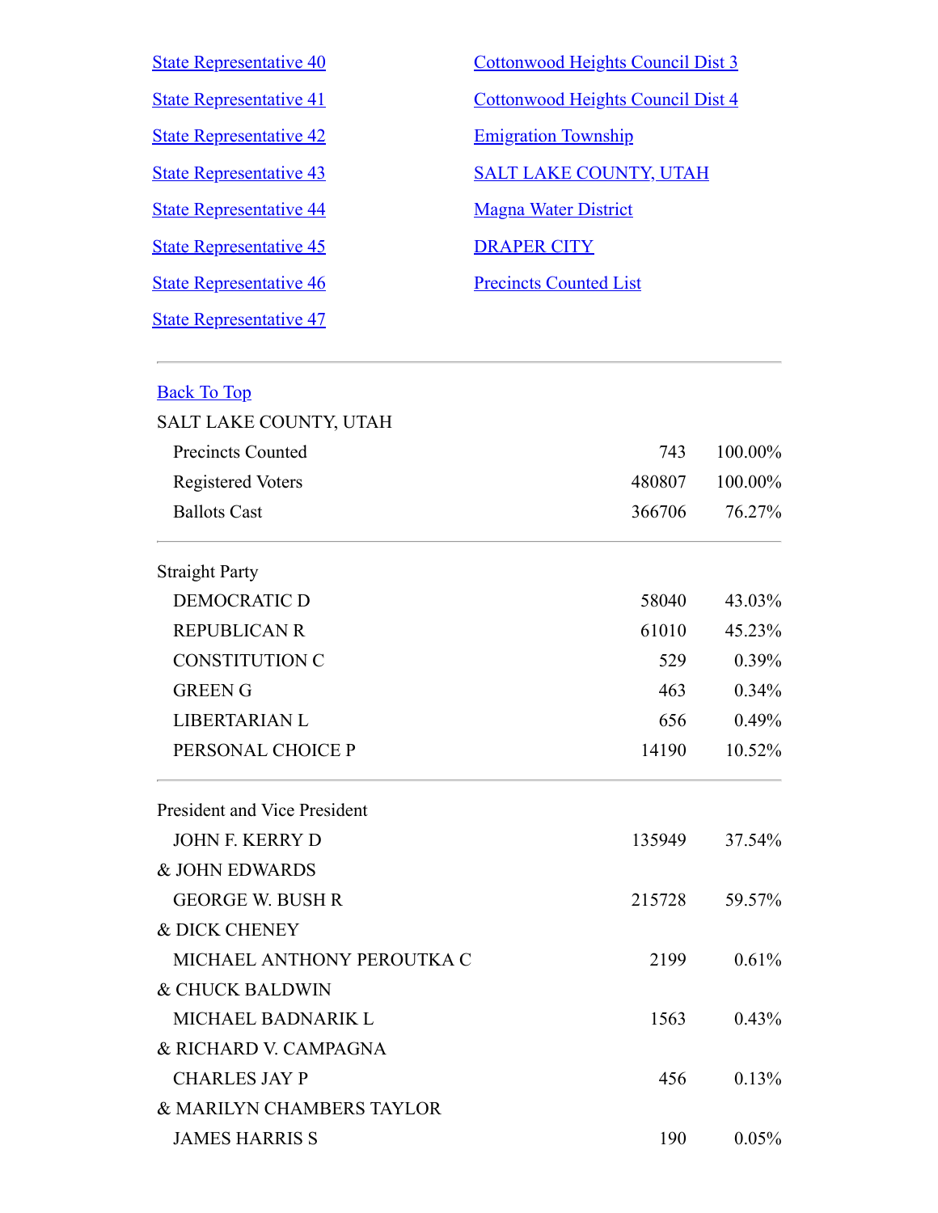State Representative 40

State Representative 41

State Representative 42

State Representative 43

State Representative 44

State Representative 45

State Representative 46

State Representative 47

Cottonwood Heights Council Dist 3

Cottonwood Heights Council Dist 4

Emigration Township

SALT LAKE COUNTY, UTAH

Magna Water District

DRAPER CITY

Precincts Counted List

---

Back To Top

SALT LAKE COUNTY, UTAH

| | | |
|---|---|---|
| Precincts Counted | 743 | 100.00% |
| Registered Voters | 480807 | 100.00% |
| Ballots Cast | 366706 | 76.27% |

---

Straight Party

| | | |
|---|---|---|
| DEMOCRATIC D | 58040 | 43.03% |
| REPUBLICAN R | 61010 | 45.23% |
| CONSTITUTION C | 529 | 0.39% |
| GREEN G | 463 | 0.34% |
| LIBERTARIAN L | 656 | 0.49% |
| PERSONAL CHOICE P | 14190 | 10.52% |

---

President and Vice President

| | | |
|---|---|---|
| JOHN F. KERRY D & JOHN EDWARDS | 135949 | 37.54% |
| GEORGE W. BUSH R & DICK CHENEY | 215728 | 59.57% |
| MICHAEL ANTHONY PEROUTKA C & CHUCK BALDWIN | 2199 | 0.61% |
| MICHAEL BADNARIK L & RICHARD V. CAMPAGNA | 1563 | 0.43% |
| CHARLES JAY P & MARILYN CHAMBERS TAYLOR | 456 | 0.13% |
| JAMES HARRIS S | 190 | 0.05% |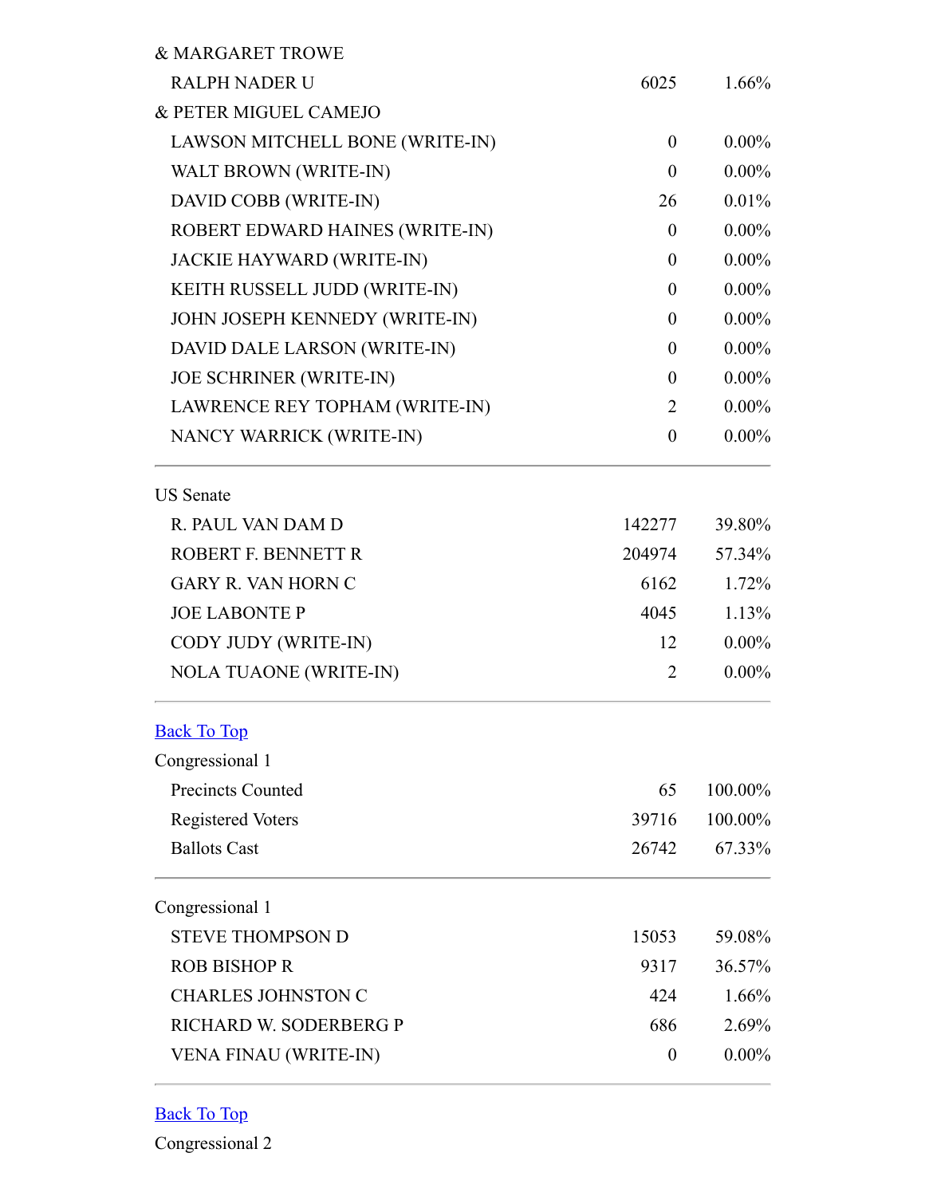| | | |
|---|---|---|
| & MARGARET TROWE | | |
| RALPH NADER U | 6025 | 1.66% |
| & PETER MIGUEL CAMEJO | | |
| LAWSON MITCHELL BONE (WRITE-IN) | 0 | 0.00% |
| WALT BROWN (WRITE-IN) | 0 | 0.00% |
| DAVID COBB (WRITE-IN) | 26 | 0.01% |
| ROBERT EDWARD HAINES (WRITE-IN) | 0 | 0.00% |
| JACKIE HAYWARD (WRITE-IN) | 0 | 0.00% |
| KEITH RUSSELL JUDD (WRITE-IN) | 0 | 0.00% |
| JOHN JOSEPH KENNEDY (WRITE-IN) | 0 | 0.00% |
| DAVID DALE LARSON (WRITE-IN) | 0 | 0.00% |
| JOE SCHRINER (WRITE-IN) | 0 | 0.00% |
| LAWRENCE REY TOPHAM (WRITE-IN) | 2 | 0.00% |
| NANCY WARRICK (WRITE-IN) | 0 | 0.00% |

---

US Senate

| | | |
|---|---|---|
| R. PAUL VAN DAM D | 142277 | 39.80% |
| ROBERT F. BENNETT R | 204974 | 57.34% |
| GARY R. VAN HORN C | 6162 | 1.72% |
| JOE LABONTE P | 4045 | 1.13% |
| CODY JUDY (WRITE-IN) | 12 | 0.00% |
| NOLA TUAONE (WRITE-IN) | 2 | 0.00% |

---

Back To Top

Congressional 1

| | | |
|---|---|---|
| Precincts Counted | 65 | 100.00% |
| Registered Voters | 39716 | 100.00% |
| Ballots Cast | 26742 | 67.33% |

---

Congressional 1

| | | |
|---|---|---|
| STEVE THOMPSON D | 15053 | 59.08% |
| ROB BISHOP R | 9317 | 36.57% |
| CHARLES JOHNSTON C | 424 | 1.66% |
| RICHARD W. SODERBERG P | 686 | 2.69% |
| VENA FINAU (WRITE-IN) | 0 | 0.00% |

---

Back To Top

Congressional 2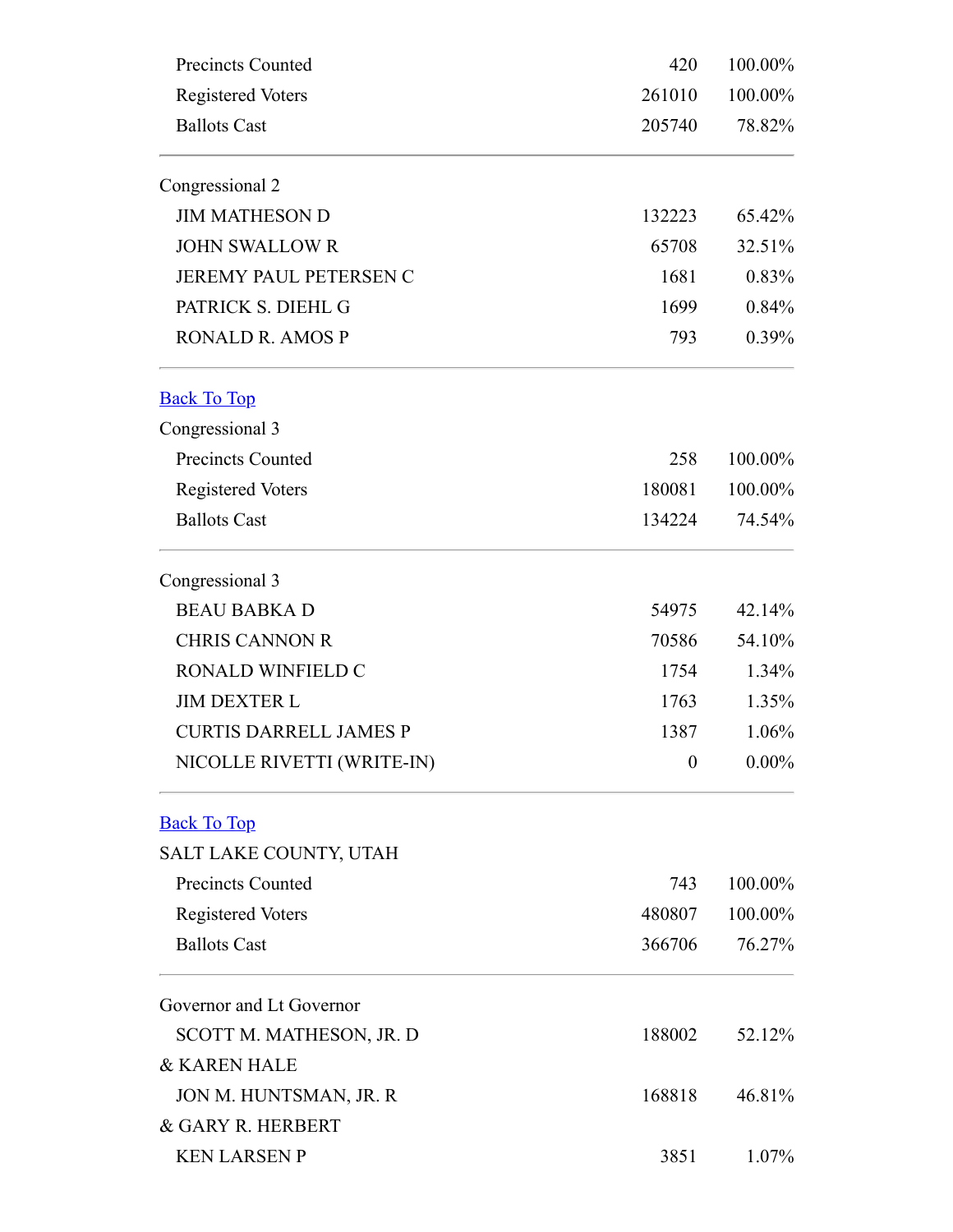| | | |
|---|---|---|
| Precincts Counted | 420 | 100.00% |
| Registered Voters | 261010 | 100.00% |
| Ballots Cast | 205740 | 78.82% |

Congressional 2

| | | |
|---|---|---|
| JIM MATHESON D | 132223 | 65.42% |
| JOHN SWALLOW R | 65708 | 32.51% |
| JEREMY PAUL PETERSEN C | 1681 | 0.83% |
| PATRICK S. DIEHL G | 1699 | 0.84% |
| RONALD R. AMOS P | 793 | 0.39% |

[Back To Top]

Congressional 3

| | | |
|---|---|---|
| Precincts Counted | 258 | 100.00% |
| Registered Voters | 180081 | 100.00% |
| Ballots Cast | 134224 | 74.54% |

Congressional 3

| | | |
|---|---|---|
| BEAU BABKA D | 54975 | 42.14% |
| CHRIS CANNON R | 70586 | 54.10% |
| RONALD WINFIELD C | 1754 | 1.34% |
| JIM DEXTER L | 1763 | 1.35% |
| CURTIS DARRELL JAMES P | 1387 | 1.06% |
| NICOLLE RIVETTI (WRITE-IN) | 0 | 0.00% |

[Back To Top]

SALT LAKE COUNTY, UTAH

| | | |
|---|---|---|
| Precincts Counted | 743 | 100.00% |
| Registered Voters | 480807 | 100.00% |
| Ballots Cast | 366706 | 76.27% |

Governor and Lt Governor

| | | |
|---|---|---|
| SCOTT M. MATHESON, JR. D & KAREN HALE | 188002 | 52.12% |
| JON M. HUNTSMAN, JR. R & GARY R. HERBERT | 168818 | 46.81% |
| KEN LARSEN P | 3851 | 1.07% |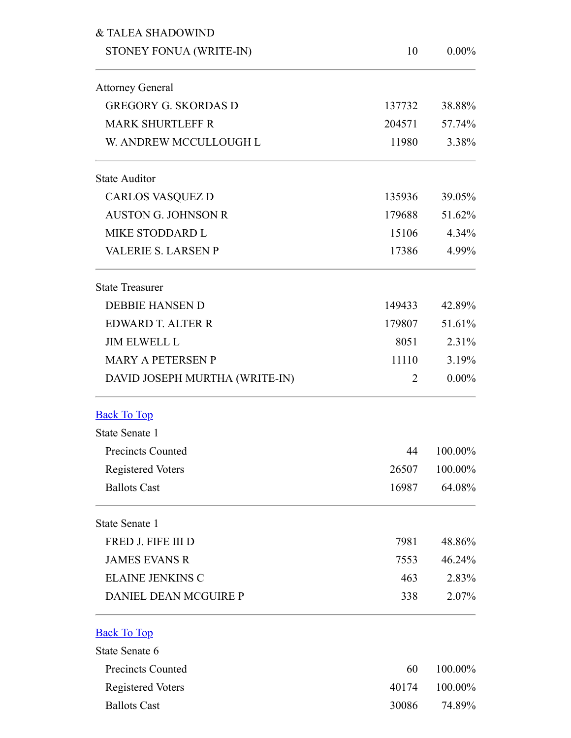& TALEA SHADOWIND

| | | |
|---|---|---|
| STONEY FONUA (WRITE-IN) | 10 | 0.00% |

Attorney General

| | | |
|---|---|---|
| GREGORY G. SKORDAS D | 137732 | 38.88% |
| MARK SHURTLEFF R | 204571 | 57.74% |
| W. ANDREW MCCULLOUGH L | 11980 | 3.38% |

State Auditor

| | | |
|---|---|---|
| CARLOS VASQUEZ D | 135936 | 39.05% |
| AUSTON G. JOHNSON R | 179688 | 51.62% |
| MIKE STODDARD L | 15106 | 4.34% |
| VALERIE S. LARSEN P | 17386 | 4.99% |

State Treasurer

| | | |
|---|---|---|
| DEBBIE HANSEN D | 149433 | 42.89% |
| EDWARD T. ALTER R | 179807 | 51.61% |
| JIM ELWELL L | 8051 | 2.31% |
| MARY A PETERSEN P | 11110 | 3.19% |
| DAVID JOSEPH MURTHA (WRITE-IN) | 2 | 0.00% |

Back To Top

State Senate 1

| | | |
|---|---|---|
| Precincts Counted | 44 | 100.00% |
| Registered Voters | 26507 | 100.00% |
| Ballots Cast | 16987 | 64.08% |

State Senate 1

| | | |
|---|---|---|
| FRED J. FIFE III D | 7981 | 48.86% |
| JAMES EVANS R | 7553 | 46.24% |
| ELAINE JENKINS C | 463 | 2.83% |
| DANIEL DEAN MCGUIRE P | 338 | 2.07% |

Back To Top

State Senate 6

| | | |
|---|---|---|
| Precincts Counted | 60 | 100.00% |
| Registered Voters | 40174 | 100.00% |
| Ballots Cast | 30086 | 74.89% |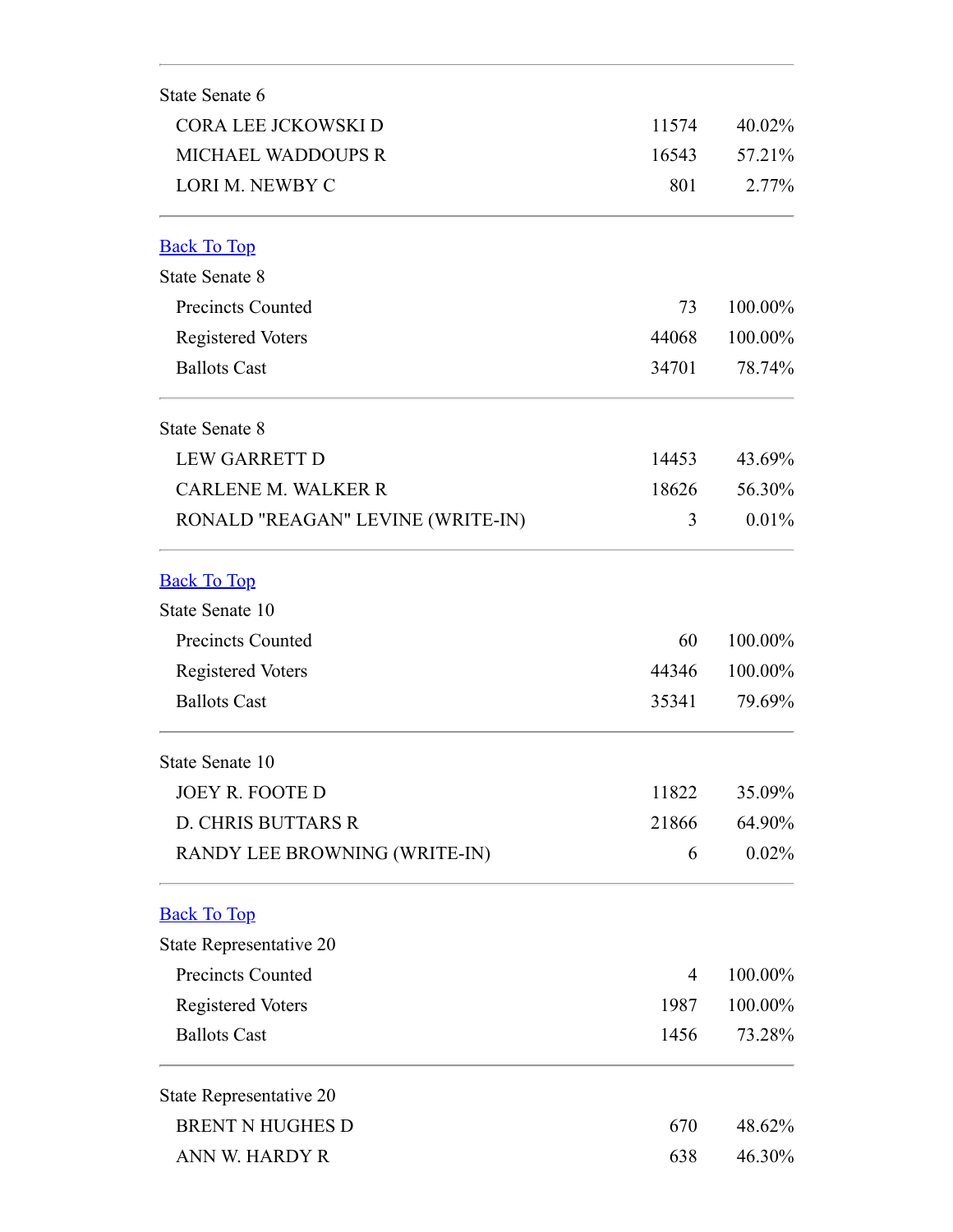State Senate 6

| | | |
|---|---|---|
| CORA LEE JCKOWSKI D | 11574 | 40.02% |
| MICHAEL WADDOUPS R | 16543 | 57.21% |
| LORI M. NEWBY C | 801 | 2.77% |

Back To Top

State Senate 8

| | | |
|---|---|---|
| Precincts Counted | 73 | 100.00% |
| Registered Voters | 44068 | 100.00% |
| Ballots Cast | 34701 | 78.74% |

State Senate 8

| | | |
|---|---|---|
| LEW GARRETT D | 14453 | 43.69% |
| CARLENE M. WALKER R | 18626 | 56.30% |
| RONALD "REAGAN" LEVINE (WRITE-IN) | 3 | 0.01% |

Back To Top

State Senate 10

| | | |
|---|---|---|
| Precincts Counted | 60 | 100.00% |
| Registered Voters | 44346 | 100.00% |
| Ballots Cast | 35341 | 79.69% |

State Senate 10

| | | |
|---|---|---|
| JOEY R. FOOTE D | 11822 | 35.09% |
| D. CHRIS BUTTARS R | 21866 | 64.90% |
| RANDY LEE BROWNING (WRITE-IN) | 6 | 0.02% |

Back To Top

State Representative 20

| | | |
|---|---|---|
| Precincts Counted | 4 | 100.00% |
| Registered Voters | 1987 | 100.00% |
| Ballots Cast | 1456 | 73.28% |

State Representative 20

| | | |
|---|---|---|
| BRENT N HUGHES D | 670 | 48.62% |
| ANN W. HARDY R | 638 | 46.30% |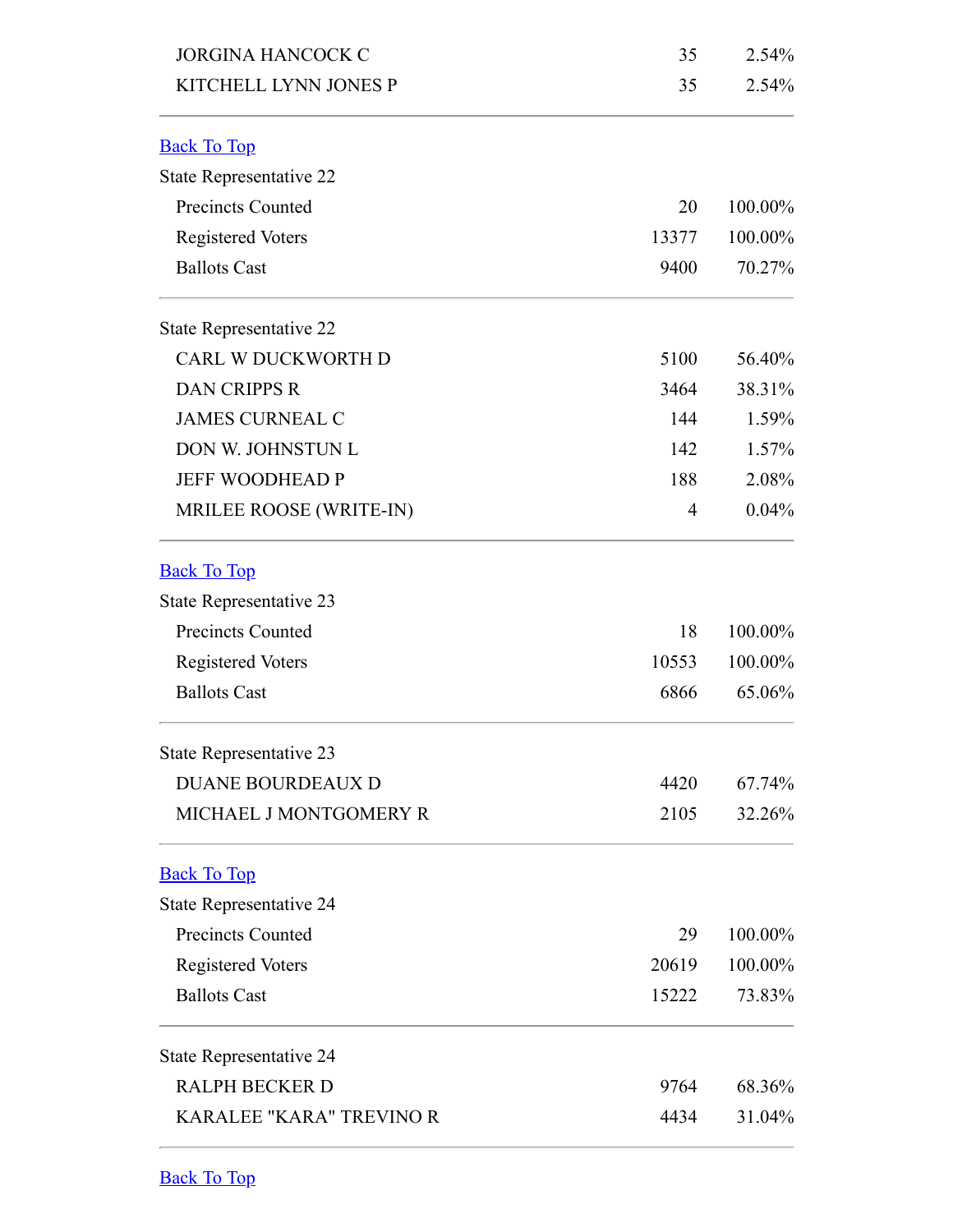| | | |
|---|---|---|
| JORGINA HANCOCK C | 35 | 2.54% |
| KITCHELL LYNN JONES P | 35 | 2.54% |

Back To Top

State Representative 22

| | | |
|---|---|---|
| Precincts Counted | 20 | 100.00% |
| Registered Voters | 13377 | 100.00% |
| Ballots Cast | 9400 | 70.27% |

State Representative 22

| | | |
|---|---|---|
| CARL W DUCKWORTH D | 5100 | 56.40% |
| DAN CRIPPS R | 3464 | 38.31% |
| JAMES CURNEAL C | 144 | 1.59% |
| DON W. JOHNSTUN L | 142 | 1.57% |
| JEFF WOODHEAD P | 188 | 2.08% |
| MRILEE ROOSE (WRITE-IN) | 4 | 0.04% |

Back To Top

State Representative 23

| | | |
|---|---|---|
| Precincts Counted | 18 | 100.00% |
| Registered Voters | 10553 | 100.00% |
| Ballots Cast | 6866 | 65.06% |

State Representative 23

| | | |
|---|---|---|
| DUANE BOURDEAUX D | 4420 | 67.74% |
| MICHAEL J MONTGOMERY R | 2105 | 32.26% |

Back To Top

State Representative 24

| | | |
|---|---|---|
| Precincts Counted | 29 | 100.00% |
| Registered Voters | 20619 | 100.00% |
| Ballots Cast | 15222 | 73.83% |

State Representative 24

| | | |
|---|---|---|
| RALPH BECKER D | 9764 | 68.36% |
| KARALEE "KARA" TREVINO R | 4434 | 31.04% |

Back To Top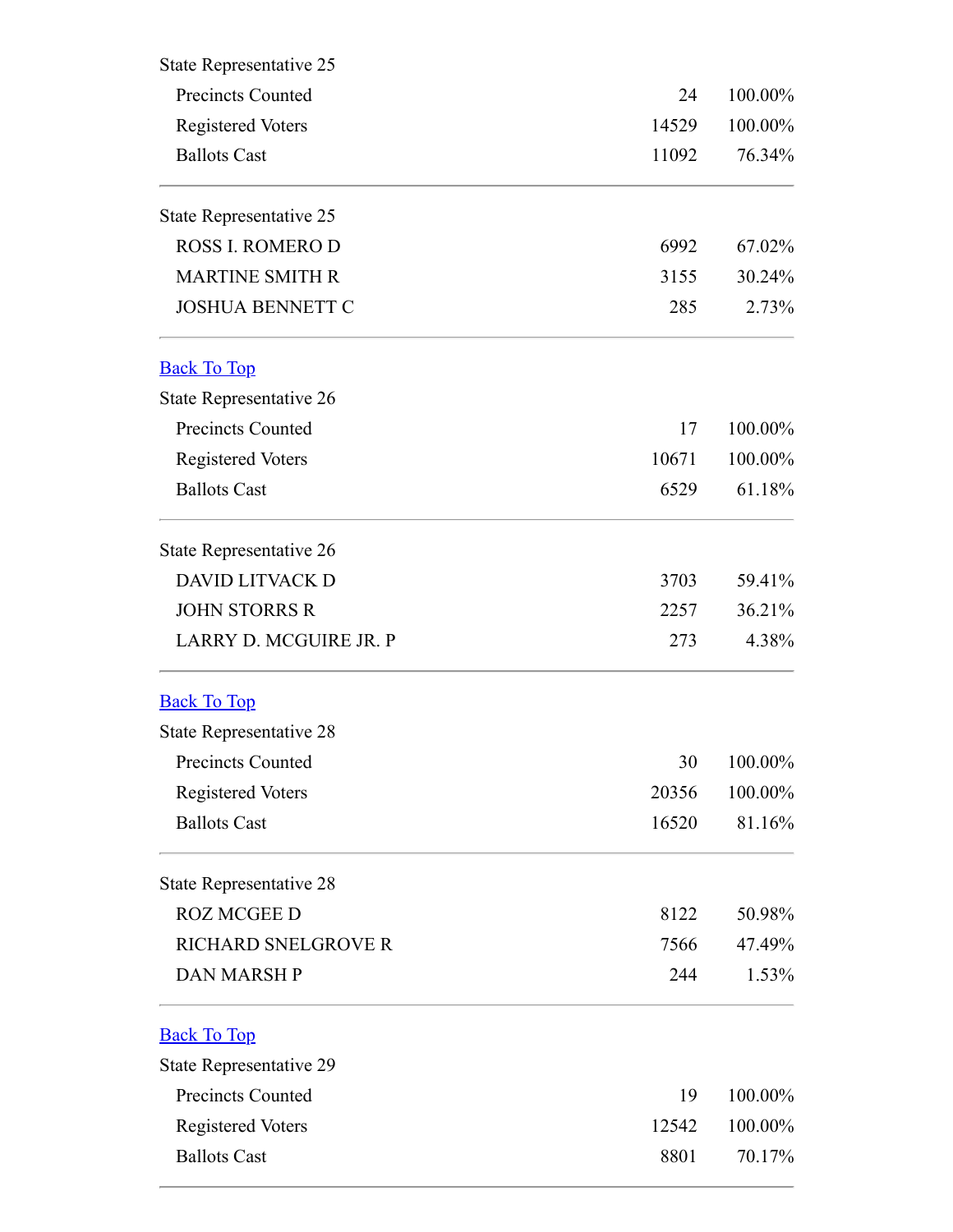State Representative 25

| | | |
|---|---|---|
| Precincts Counted | 24 | 100.00% |
| Registered Voters | 14529 | 100.00% |
| Ballots Cast | 11092 | 76.34% |

State Representative 25

| | | |
|---|---|---|
| ROSS I. ROMERO D | 6992 | 67.02% |
| MARTINE SMITH R | 3155 | 30.24% |
| JOSHUA BENNETT C | 285 | 2.73% |

Back To Top

State Representative 26

| | | |
|---|---|---|
| Precincts Counted | 17 | 100.00% |
| Registered Voters | 10671 | 100.00% |
| Ballots Cast | 6529 | 61.18% |

State Representative 26

| | | |
|---|---|---|
| DAVID LITVACK D | 3703 | 59.41% |
| JOHN STORRS R | 2257 | 36.21% |
| LARRY D. MCGUIRE JR. P | 273 | 4.38% |

Back To Top

State Representative 28

| | | |
|---|---|---|
| Precincts Counted | 30 | 100.00% |
| Registered Voters | 20356 | 100.00% |
| Ballots Cast | 16520 | 81.16% |

State Representative 28

| | | |
|---|---|---|
| ROZ MCGEE D | 8122 | 50.98% |
| RICHARD SNELGROVE R | 7566 | 47.49% |
| DAN MARSH P | 244 | 1.53% |

Back To Top

State Representative 29

| | | |
|---|---|---|
| Precincts Counted | 19 | 100.00% |
| Registered Voters | 12542 | 100.00% |
| Ballots Cast | 8801 | 70.17% |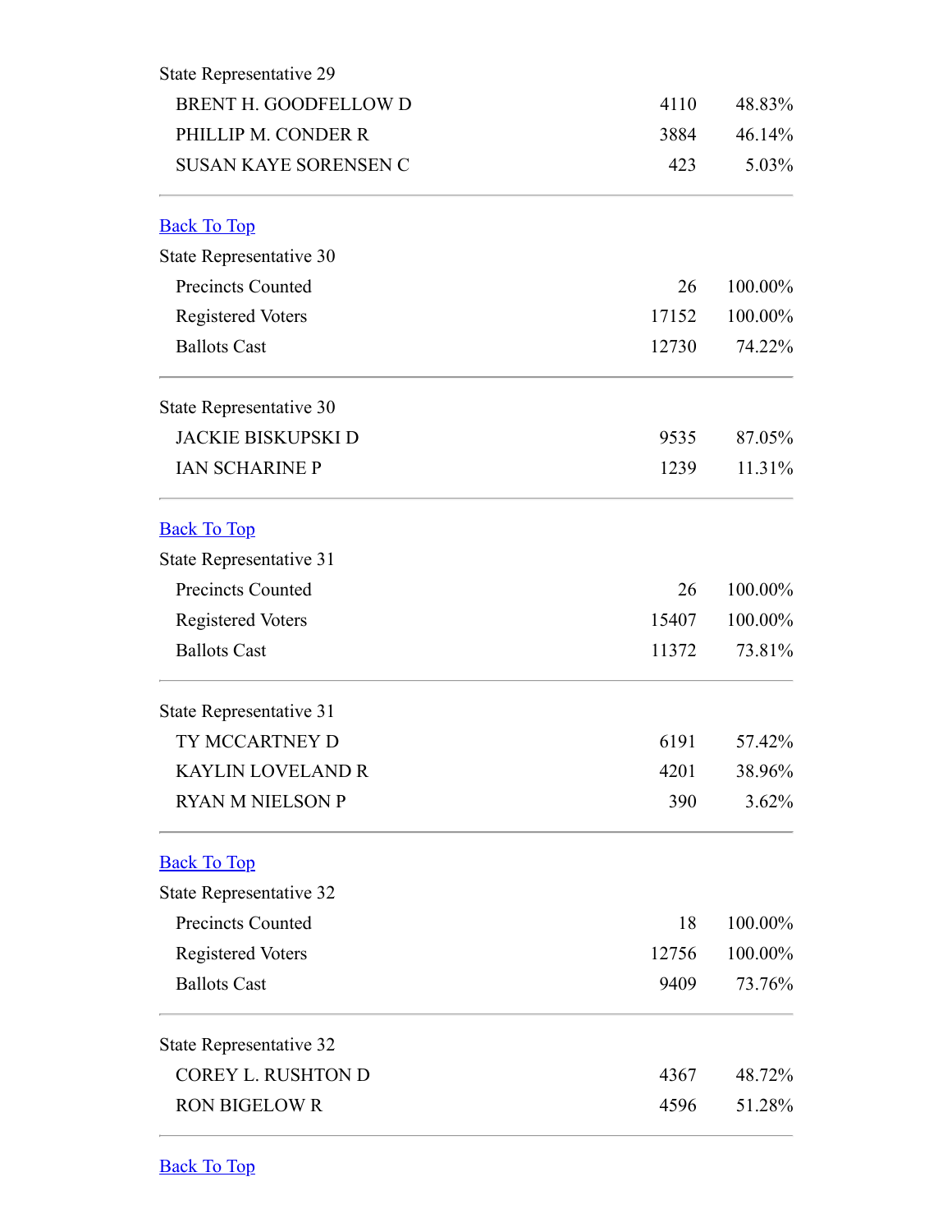State Representative 29

| | | |
|---|---|---|
| BRENT H. GOODFELLOW D | 4110 | 48.83% |
| PHILLIP M. CONDER R | 3884 | 46.14% |
| SUSAN KAYE SORENSEN C | 423 | 5.03% |

Back To Top

State Representative 30

| | | |
|---|---|---|
| Precincts Counted | 26 | 100.00% |
| Registered Voters | 17152 | 100.00% |
| Ballots Cast | 12730 | 74.22% |

State Representative 30

| | | |
|---|---|---|
| JACKIE BISKUPSKI D | 9535 | 87.05% |
| IAN SCHARINE P | 1239 | 11.31% |

Back To Top

State Representative 31

| | | |
|---|---|---|
| Precincts Counted | 26 | 100.00% |
| Registered Voters | 15407 | 100.00% |
| Ballots Cast | 11372 | 73.81% |

State Representative 31

| | | |
|---|---|---|
| TY MCCARTNEY D | 6191 | 57.42% |
| KAYLIN LOVELAND R | 4201 | 38.96% |
| RYAN M NIELSON P | 390 | 3.62% |

Back To Top

State Representative 32

| | | |
|---|---|---|
| Precincts Counted | 18 | 100.00% |
| Registered Voters | 12756 | 100.00% |
| Ballots Cast | 9409 | 73.76% |

State Representative 32

| | | |
|---|---|---|
| COREY L. RUSHTON D | 4367 | 48.72% |
| RON BIGELOW R | 4596 | 51.28% |

Back To Top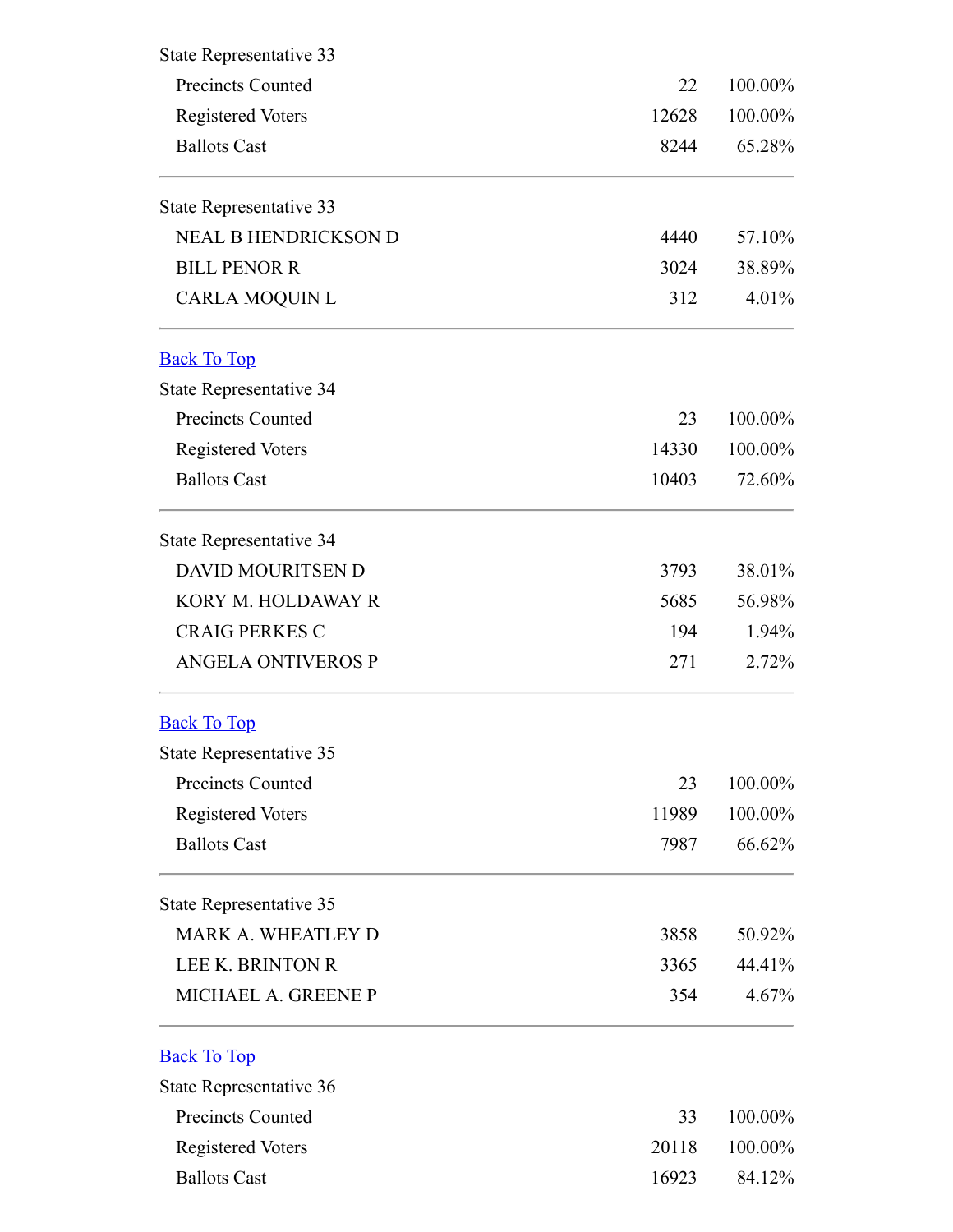State Representative 33

| | | |
|---|---|---|
| Precincts Counted | 22 | 100.00% |
| Registered Voters | 12628 | 100.00% |
| Ballots Cast | 8244 | 65.28% |

State Representative 33

| | | |
|---|---|---|
| NEAL B HENDRICKSON D | 4440 | 57.10% |
| BILL PENOR R | 3024 | 38.89% |
| CARLA MOQUIN L | 312 | 4.01% |

Back To Top

State Representative 34

| | | |
|---|---|---|
| Precincts Counted | 23 | 100.00% |
| Registered Voters | 14330 | 100.00% |
| Ballots Cast | 10403 | 72.60% |

State Representative 34

| | | |
|---|---|---|
| DAVID MOURITSEN D | 3793 | 38.01% |
| KORY M. HOLDAWAY R | 5685 | 56.98% |
| CRAIG PERKES C | 194 | 1.94% |
| ANGELA ONTIVEROS P | 271 | 2.72% |

Back To Top

State Representative 35

| | | |
|---|---|---|
| Precincts Counted | 23 | 100.00% |
| Registered Voters | 11989 | 100.00% |
| Ballots Cast | 7987 | 66.62% |

State Representative 35

| | | |
|---|---|---|
| MARK A. WHEATLEY D | 3858 | 50.92% |
| LEE K. BRINTON R | 3365 | 44.41% |
| MICHAEL A. GREENE P | 354 | 4.67% |

Back To Top

State Representative 36

| | | |
|---|---|---|
| Precincts Counted | 33 | 100.00% |
| Registered Voters | 20118 | 100.00% |
| Ballots Cast | 16923 | 84.12% |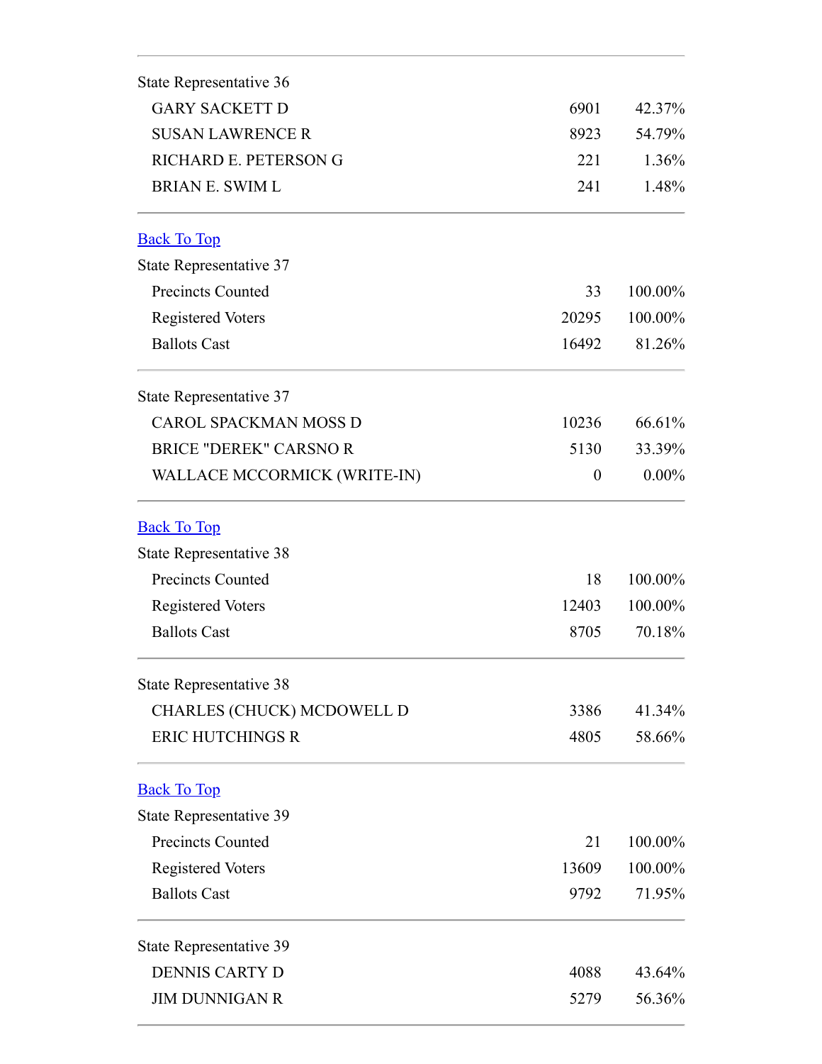| State Representative 36 | | |
|---|---|---|
| GARY SACKETT D | 6901 | 42.37% |
| SUSAN LAWRENCE R | 8923 | 54.79% |
| RICHARD E. PETERSON G | 221 | 1.36% |
| BRIAN E. SWIM L | 241 | 1.48% |

Back To Top

| State Representative 37 | | |
|---|---|---|
| Precincts Counted | 33 | 100.00% |
| Registered Voters | 20295 | 100.00% |
| Ballots Cast | 16492 | 81.26% |

| State Representative 37 | | |
|---|---|---|
| CAROL SPACKMAN MOSS D | 10236 | 66.61% |
| BRICE "DEREK" CARSNO R | 5130 | 33.39% |
| WALLACE MCCORMICK (WRITE-IN) | 0 | 0.00% |

Back To Top

| State Representative 38 | | |
|---|---|---|
| Precincts Counted | 18 | 100.00% |
| Registered Voters | 12403 | 100.00% |
| Ballots Cast | 8705 | 70.18% |

| State Representative 38 | | |
|---|---|---|
| CHARLES (CHUCK) MCDOWELL D | 3386 | 41.34% |
| ERIC HUTCHINGS R | 4805 | 58.66% |

Back To Top

| State Representative 39 | | |
|---|---|---|
| Precincts Counted | 21 | 100.00% |
| Registered Voters | 13609 | 100.00% |
| Ballots Cast | 9792 | 71.95% |

| State Representative 39 | | |
|---|---|---|
| DENNIS CARTY D | 4088 | 43.64% |
| JIM DUNNIGAN R | 5279 | 56.36% |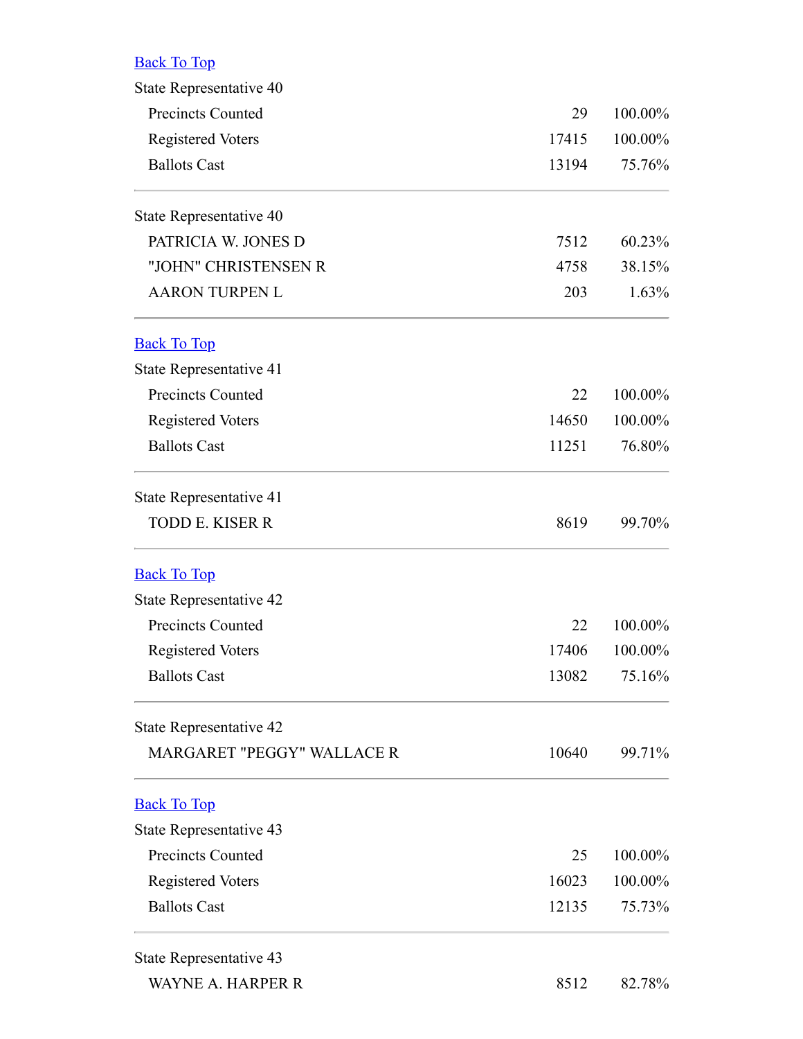[Back To Top](#)

State Representative 40

| | | |
|---|---|---|
| Precincts Counted | 29 | 100.00% |
| Registered Voters | 17415 | 100.00% |
| Ballots Cast | 13194 | 75.76% |

State Representative 40

| | | |
|---|---|---|
| PATRICIA W. JONES D | 7512 | 60.23% |
| "JOHN" CHRISTENSEN R | 4758 | 38.15% |
| AARON TURPEN L | 203 | 1.63% |

[Back To Top](#)

State Representative 41

| | | |
|---|---|---|
| Precincts Counted | 22 | 100.00% |
| Registered Voters | 14650 | 100.00% |
| Ballots Cast | 11251 | 76.80% |

State Representative 41

| | | |
|---|---|---|
| TODD E. KISER R | 8619 | 99.70% |

[Back To Top](#)

State Representative 42

| | | |
|---|---|---|
| Precincts Counted | 22 | 100.00% |
| Registered Voters | 17406 | 100.00% |
| Ballots Cast | 13082 | 75.16% |

State Representative 42

| | | |
|---|---|---|
| MARGARET "PEGGY" WALLACE R | 10640 | 99.71% |

[Back To Top](#)

State Representative 43

| | | |
|---|---|---|
| Precincts Counted | 25 | 100.00% |
| Registered Voters | 16023 | 100.00% |
| Ballots Cast | 12135 | 75.73% |

State Representative 43

| | | |
|---|---|---|
| WAYNE A. HARPER R | 8512 | 82.78% |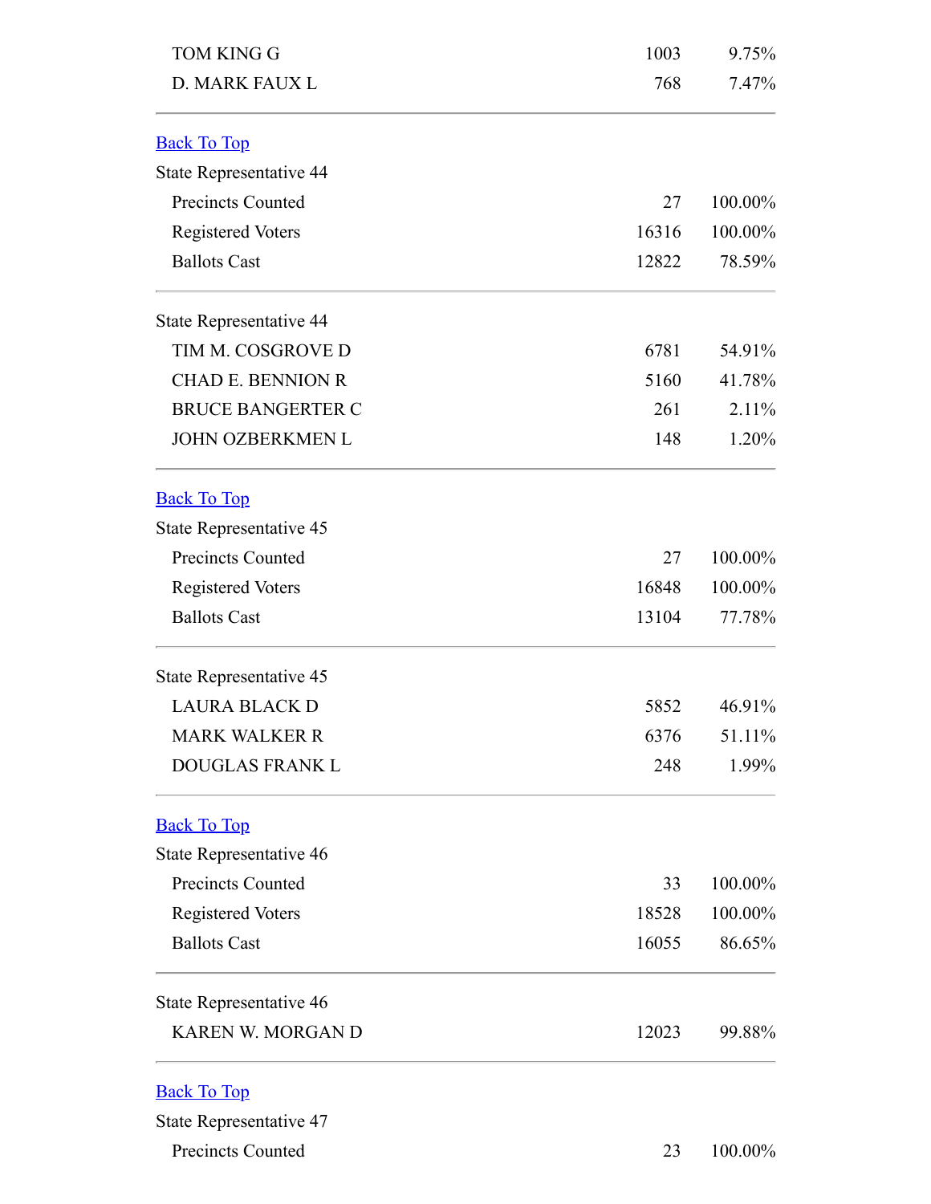| | | |
|---|---|---|
| TOM KING G | 1003 | 9.75% |
| D. MARK FAUX L | 768 | 7.47% |

---

Back To Top

State Representative 44

| | | |
|---|---|---|
| Precincts Counted | 27 | 100.00% |
| Registered Voters | 16316 | 100.00% |
| Ballots Cast | 12822 | 78.59% |

---

State Representative 44

| | | |
|---|---|---|
| TIM M. COSGROVE D | 6781 | 54.91% |
| CHAD E. BENNION R | 5160 | 41.78% |
| BRUCE BANGERTER C | 261 | 2.11% |
| JOHN OZBERKMEN L | 148 | 1.20% |

---

Back To Top

State Representative 45

| | | |
|---|---|---|
| Precincts Counted | 27 | 100.00% |
| Registered Voters | 16848 | 100.00% |
| Ballots Cast | 13104 | 77.78% |

---

State Representative 45

| | | |
|---|---|---|
| LAURA BLACK D | 5852 | 46.91% |
| MARK WALKER R | 6376 | 51.11% |
| DOUGLAS FRANK L | 248 | 1.99% |

---

Back To Top

State Representative 46

| | | |
|---|---|---|
| Precincts Counted | 33 | 100.00% |
| Registered Voters | 18528 | 100.00% |
| Ballots Cast | 16055 | 86.65% |

---

State Representative 46

| | | |
|---|---|---|
| KAREN W. MORGAN D | 12023 | 99.88% |

---

Back To Top

State Representative 47

| | | |
|---|---|---|
| Precincts Counted | 23 | 100.00% |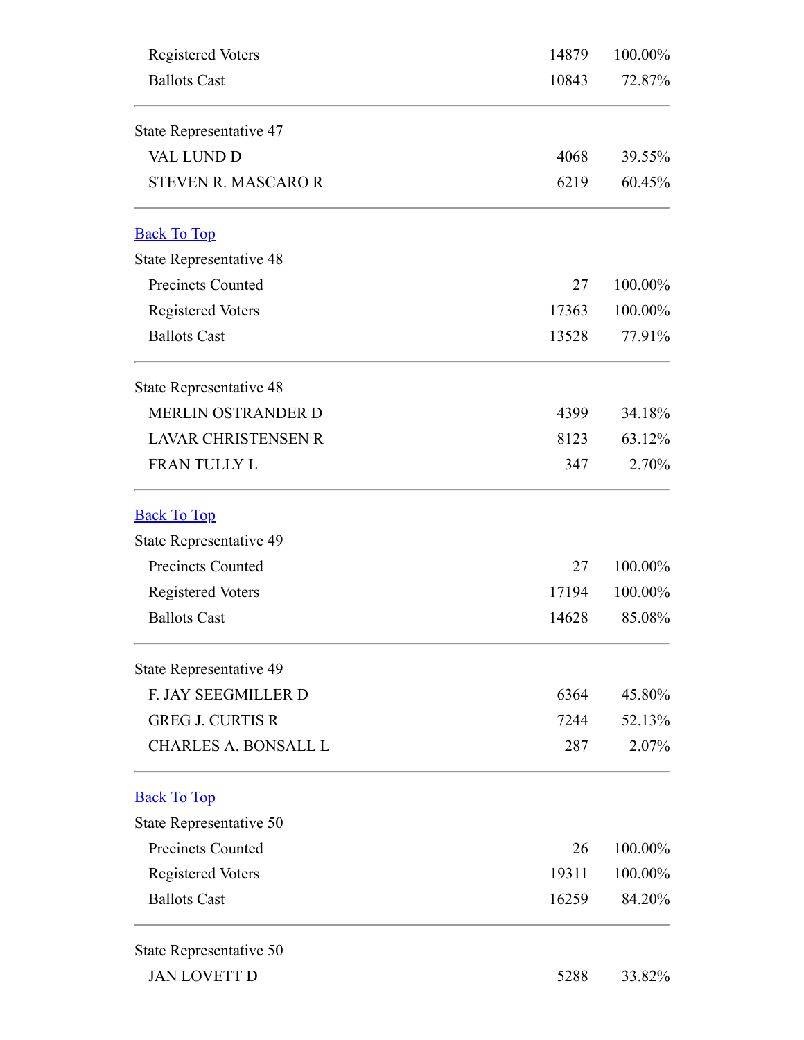| | | |
|---|---|---|
| Registered Voters | 14879 | 100.00% |
| Ballots Cast | 10843 | 72.87% |

| State Representative 47 | | |
|---|---|---|
| VAL LUND D | 4068 | 39.55% |
| STEVEN R. MASCARO R | 6219 | 60.45% |

Back To Top

| State Representative 48 | | |
|---|---|---|
| Precincts Counted | 27 | 100.00% |
| Registered Voters | 17363 | 100.00% |
| Ballots Cast | 13528 | 77.91% |

| State Representative 48 | | |
|---|---|---|
| MERLIN OSTRANDER D | 4399 | 34.18% |
| LAVAR CHRISTENSEN R | 8123 | 63.12% |
| FRAN TULLY L | 347 | 2.70% |

Back To Top

| State Representative 49 | | |
|---|---|---|
| Precincts Counted | 27 | 100.00% |
| Registered Voters | 17194 | 100.00% |
| Ballots Cast | 14628 | 85.08% |

| State Representative 49 | | |
|---|---|---|
| F. JAY SEEGMILLER D | 6364 | 45.80% |
| GREG J. CURTIS R | 7244 | 52.13% |
| CHARLES A. BONSALL L | 287 | 2.07% |

Back To Top

| State Representative 50 | | |
|---|---|---|
| Precincts Counted | 26 | 100.00% |
| Registered Voters | 19311 | 100.00% |
| Ballots Cast | 16259 | 84.20% |

| State Representative 50 | | |
|---|---|---|
| JAN LOVETT D | 5288 | 33.82% |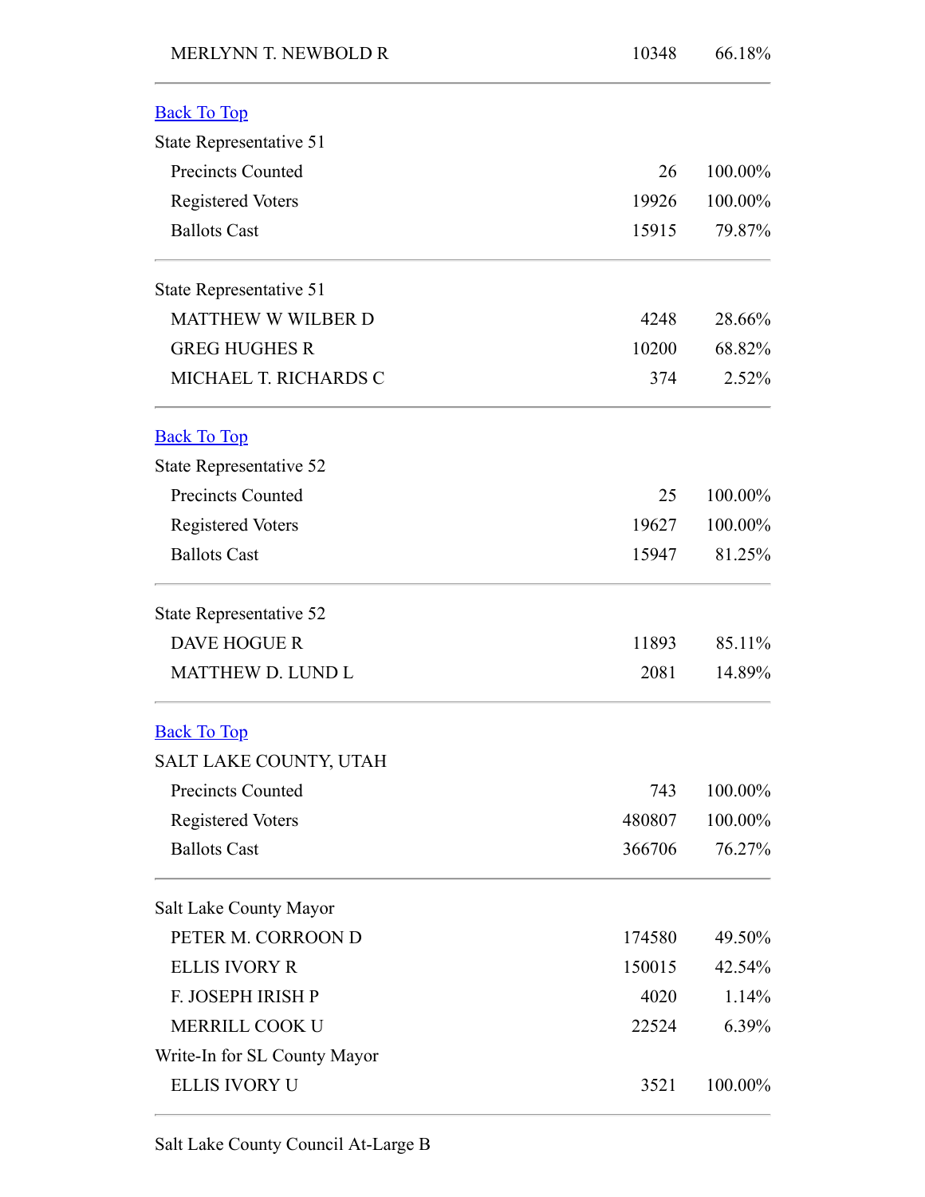| | | |
|---|---|---|
| MERLYNN T. NEWBOLD R | 10348 | 66.18% |

---

Back To Top

State Representative 51

| | | |
|---|---|---|
| Precincts Counted | 26 | 100.00% |
| Registered Voters | 19926 | 100.00% |
| Ballots Cast | 15915 | 79.87% |

---

State Representative 51

| | | |
|---|---|---|
| MATTHEW W WILBER D | 4248 | 28.66% |
| GREG HUGHES R | 10200 | 68.82% |
| MICHAEL T. RICHARDS C | 374 | 2.52% |

---

Back To Top

State Representative 52

| | | |
|---|---|---|
| Precincts Counted | 25 | 100.00% |
| Registered Voters | 19627 | 100.00% |
| Ballots Cast | 15947 | 81.25% |

---

State Representative 52

| | | |
|---|---|---|
| DAVE HOGUE R | 11893 | 85.11% |
| MATTHEW D. LUND L | 2081 | 14.89% |

---

Back To Top

SALT LAKE COUNTY, UTAH

| | | |
|---|---|---|
| Precincts Counted | 743 | 100.00% |
| Registered Voters | 480807 | 100.00% |
| Ballots Cast | 366706 | 76.27% |

---

Salt Lake County Mayor

| | | |
|---|---|---|
| PETER M. CORROON D | 174580 | 49.50% |
| ELLIS IVORY R | 150015 | 42.54% |
| F. JOSEPH IRISH P | 4020 | 1.14% |
| MERRILL COOK U | 22524 | 6.39% |

Write-In for SL County Mayor

| | | |
|---|---|---|
| ELLIS IVORY U | 3521 | 100.00% |

---

Salt Lake County Council At-Large B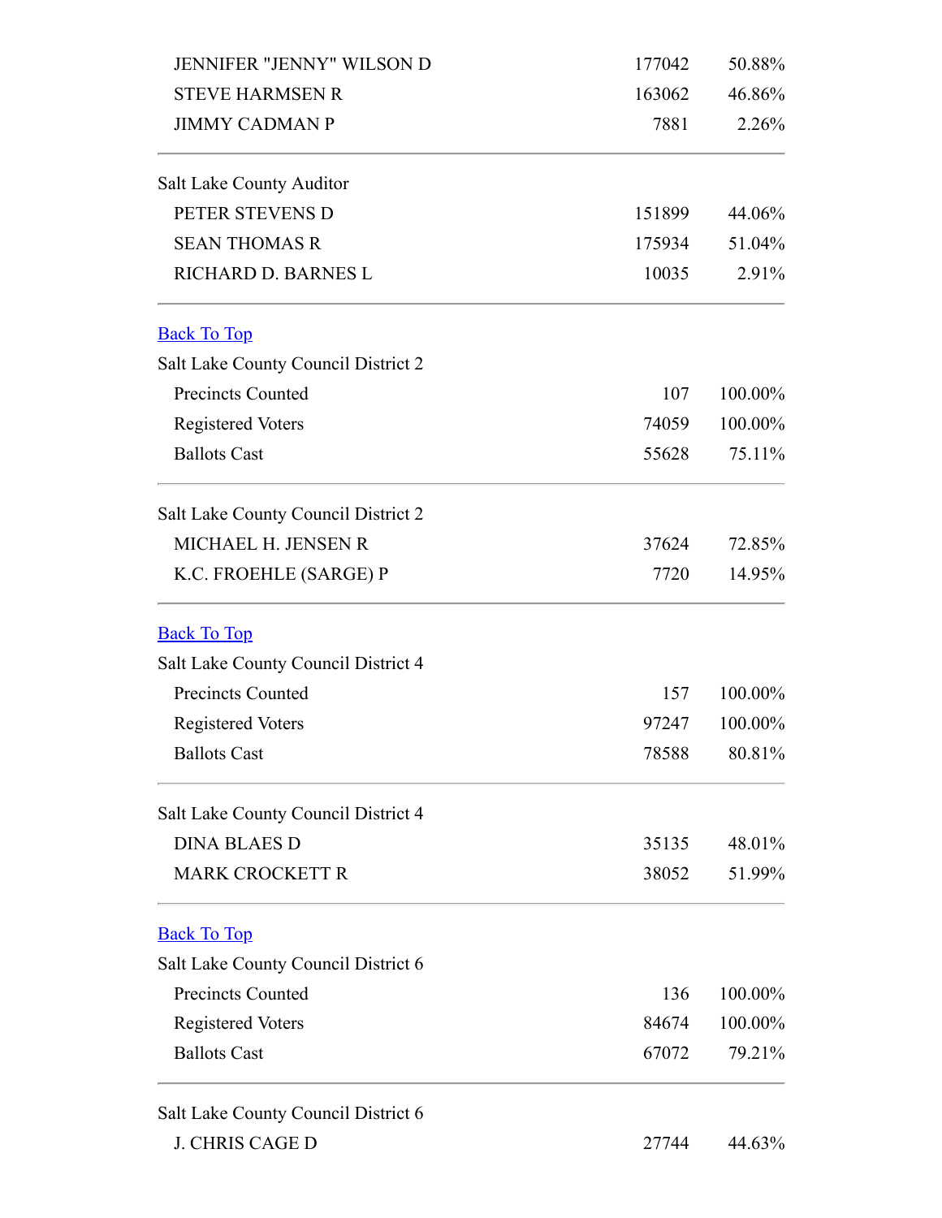| | | |
|---|---|---|
| JENNIFER "JENNY" WILSON D | 177042 | 50.88% |
| STEVE HARMSEN R | 163062 | 46.86% |
| JIMMY CADMAN P | 7881 | 2.26% |

| Salt Lake County Auditor | | |
|---|---|---|
| PETER STEVENS D | 151899 | 44.06% |
| SEAN THOMAS R | 175934 | 51.04% |
| RICHARD D. BARNES L | 10035 | 2.91% |

Back To Top

| Salt Lake County Council District 2 | | |
|---|---|---|
| Precincts Counted | 107 | 100.00% |
| Registered Voters | 74059 | 100.00% |
| Ballots Cast | 55628 | 75.11% |

| Salt Lake County Council District 2 | | |
|---|---|---|
| MICHAEL H. JENSEN R | 37624 | 72.85% |
| K.C. FROEHLE (SARGE) P | 7720 | 14.95% |

Back To Top

| Salt Lake County Council District 4 | | |
|---|---|---|
| Precincts Counted | 157 | 100.00% |
| Registered Voters | 97247 | 100.00% |
| Ballots Cast | 78588 | 80.81% |

| Salt Lake County Council District 4 | | |
|---|---|---|
| DINA BLAES D | 35135 | 48.01% |
| MARK CROCKETT R | 38052 | 51.99% |

Back To Top

| Salt Lake County Council District 6 | | |
|---|---|---|
| Precincts Counted | 136 | 100.00% |
| Registered Voters | 84674 | 100.00% |
| Ballots Cast | 67072 | 79.21% |

| Salt Lake County Council District 6 | | |
|---|---|---|
| J. CHRIS CAGE D | 27744 | 44.63% |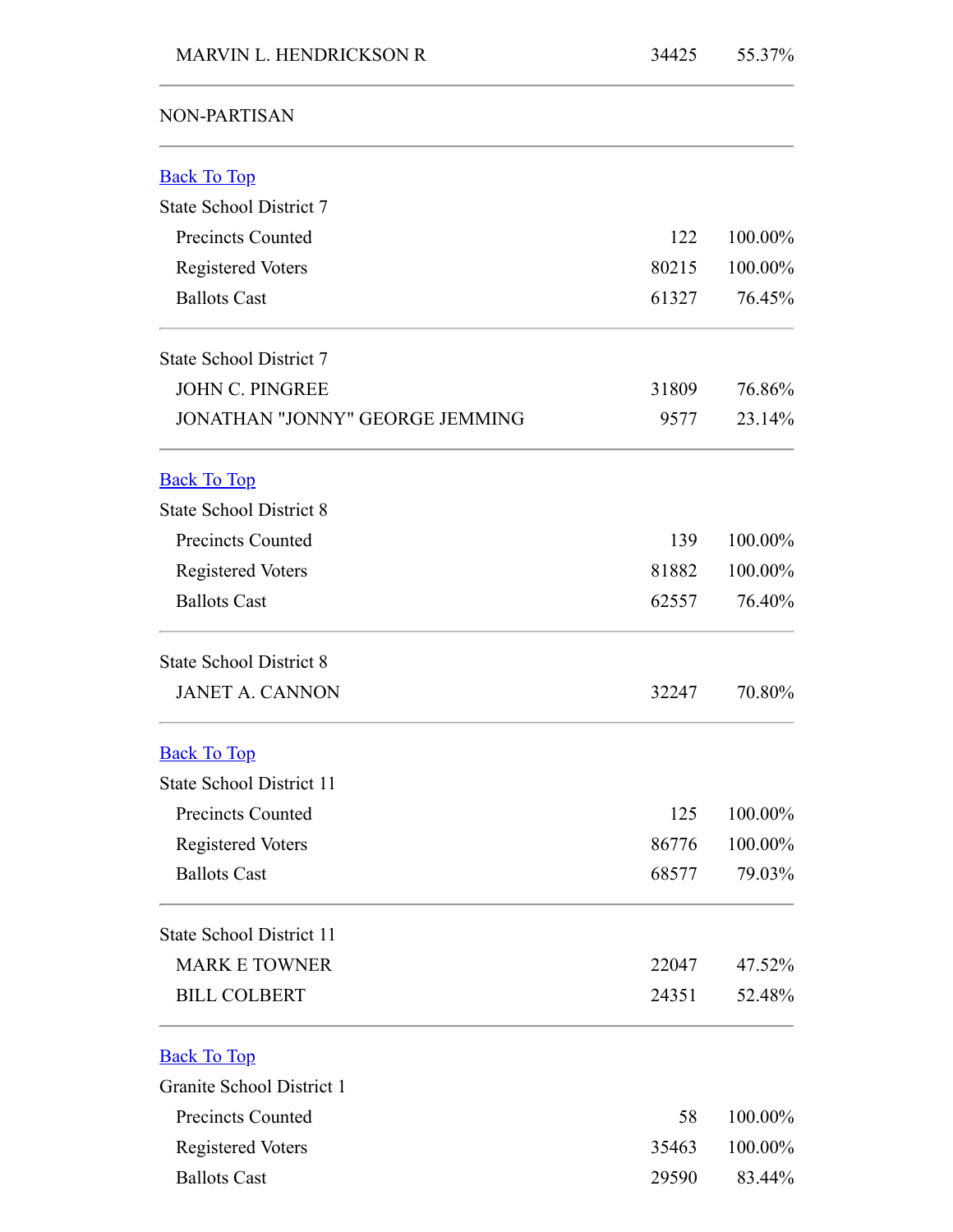| | | |
|---|---|---|
| MARVIN L. HENDRICKSON R | 34425 | 55.37% |

NON-PARTISAN

Back To Top

| State School District 7 | | |
|---|---|---|
| Precincts Counted | 122 | 100.00% |
| Registered Voters | 80215 | 100.00% |
| Ballots Cast | 61327 | 76.45% |

| State School District 7 | | |
|---|---|---|
| JOHN C. PINGREE | 31809 | 76.86% |
| JONATHAN "JONNY" GEORGE JEMMING | 9577 | 23.14% |

Back To Top

| State School District 8 | | |
|---|---|---|
| Precincts Counted | 139 | 100.00% |
| Registered Voters | 81882 | 100.00% |
| Ballots Cast | 62557 | 76.40% |

| State School District 8 | | |
|---|---|---|
| JANET A. CANNON | 32247 | 70.80% |

Back To Top

| State School District 11 | | |
|---|---|---|
| Precincts Counted | 125 | 100.00% |
| Registered Voters | 86776 | 100.00% |
| Ballots Cast | 68577 | 79.03% |

| State School District 11 | | |
|---|---|---|
| MARK E TOWNER | 22047 | 47.52% |
| BILL COLBERT | 24351 | 52.48% |

Back To Top

| Granite School District 1 | | |
|---|---|---|
| Precincts Counted | 58 | 100.00% |
| Registered Voters | 35463 | 100.00% |
| Ballots Cast | 29590 | 83.44% |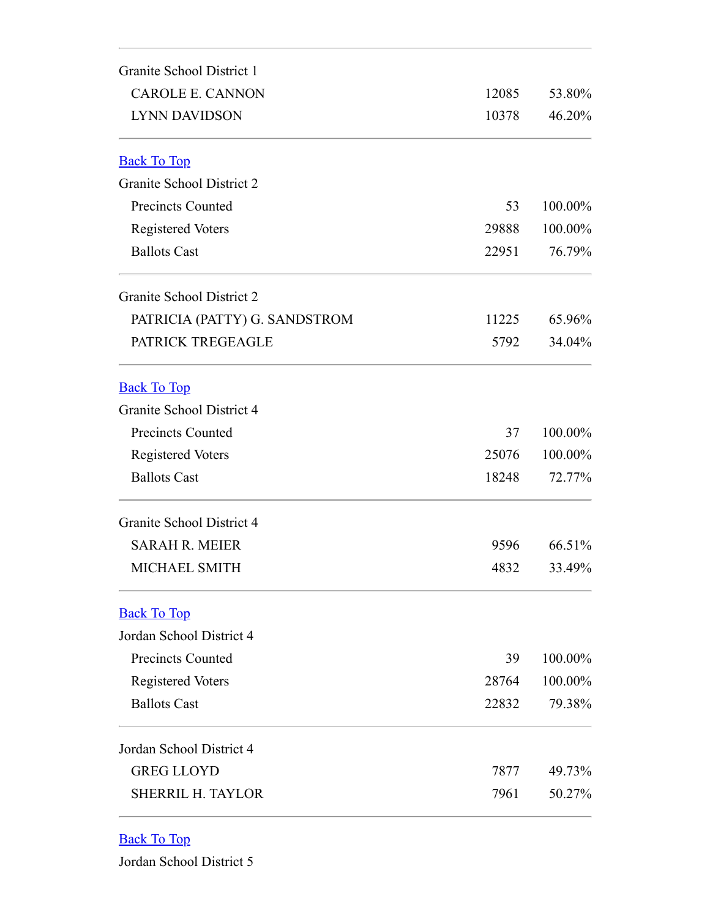---

Granite School District 1

| | | |
|---|---|---|
| CAROLE E. CANNON | 12085 | 53.80% |
| LYNN DAVIDSON | 10378 | 46.20% |

---

[Back To Top]

Granite School District 2

| | | |
|---|---|---|
| Precincts Counted | 53 | 100.00% |
| Registered Voters | 29888 | 100.00% |
| Ballots Cast | 22951 | 76.79% |

---

Granite School District 2

| | | |
|---|---|---|
| PATRICIA (PATTY) G. SANDSTROM | 11225 | 65.96% |
| PATRICK TREGEAGLE | 5792 | 34.04% |

---

[Back To Top]

Granite School District 4

| | | |
|---|---|---|
| Precincts Counted | 37 | 100.00% |
| Registered Voters | 25076 | 100.00% |
| Ballots Cast | 18248 | 72.77% |

---

Granite School District 4

| | | |
|---|---|---|
| SARAH R. MEIER | 9596 | 66.51% |
| MICHAEL SMITH | 4832 | 33.49% |

---

[Back To Top]

Jordan School District 4

| | | |
|---|---|---|
| Precincts Counted | 39 | 100.00% |
| Registered Voters | 28764 | 100.00% |
| Ballots Cast | 22832 | 79.38% |

---

Jordan School District 4

| | | |
|---|---|---|
| GREG LLOYD | 7877 | 49.73% |
| SHERRIL H. TAYLOR | 7961 | 50.27% |

---

[Back To Top]

Jordan School District 5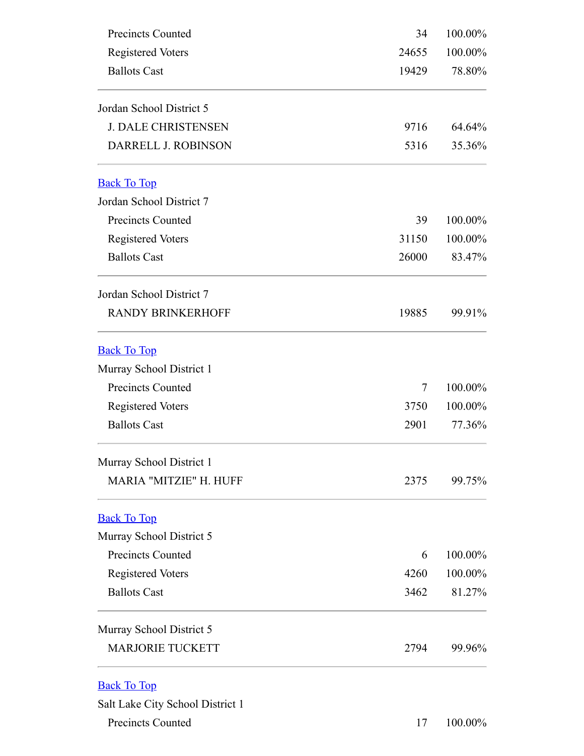| | | |
|---|---|---|
| Precincts Counted | 34 | 100.00% |
| Registered Voters | 24655 | 100.00% |
| Ballots Cast | 19429 | 78.80% |

Jordan School District 5

| | | |
|---|---|---|
| J. DALE CHRISTENSEN | 9716 | 64.64% |
| DARRELL J. ROBINSON | 5316 | 35.36% |

Back To Top

Jordan School District 7

| | | |
|---|---|---|
| Precincts Counted | 39 | 100.00% |
| Registered Voters | 31150 | 100.00% |
| Ballots Cast | 26000 | 83.47% |

Jordan School District 7

| | | |
|---|---|---|
| RANDY BRINKERHOFF | 19885 | 99.91% |

Back To Top

Murray School District 1

| | | |
|---|---|---|
| Precincts Counted | 7 | 100.00% |
| Registered Voters | 3750 | 100.00% |
| Ballots Cast | 2901 | 77.36% |

Murray School District 1

| | | |
|---|---|---|
| MARIA "MITZIE" H. HUFF | 2375 | 99.75% |

Back To Top

Murray School District 5

| | | |
|---|---|---|
| Precincts Counted | 6 | 100.00% |
| Registered Voters | 4260 | 100.00% |
| Ballots Cast | 3462 | 81.27% |

Murray School District 5

| | | |
|---|---|---|
| MARJORIE TUCKETT | 2794 | 99.96% |

Back To Top

Salt Lake City School District 1

| | | |
|---|---|---|
| Precincts Counted | 17 | 100.00% |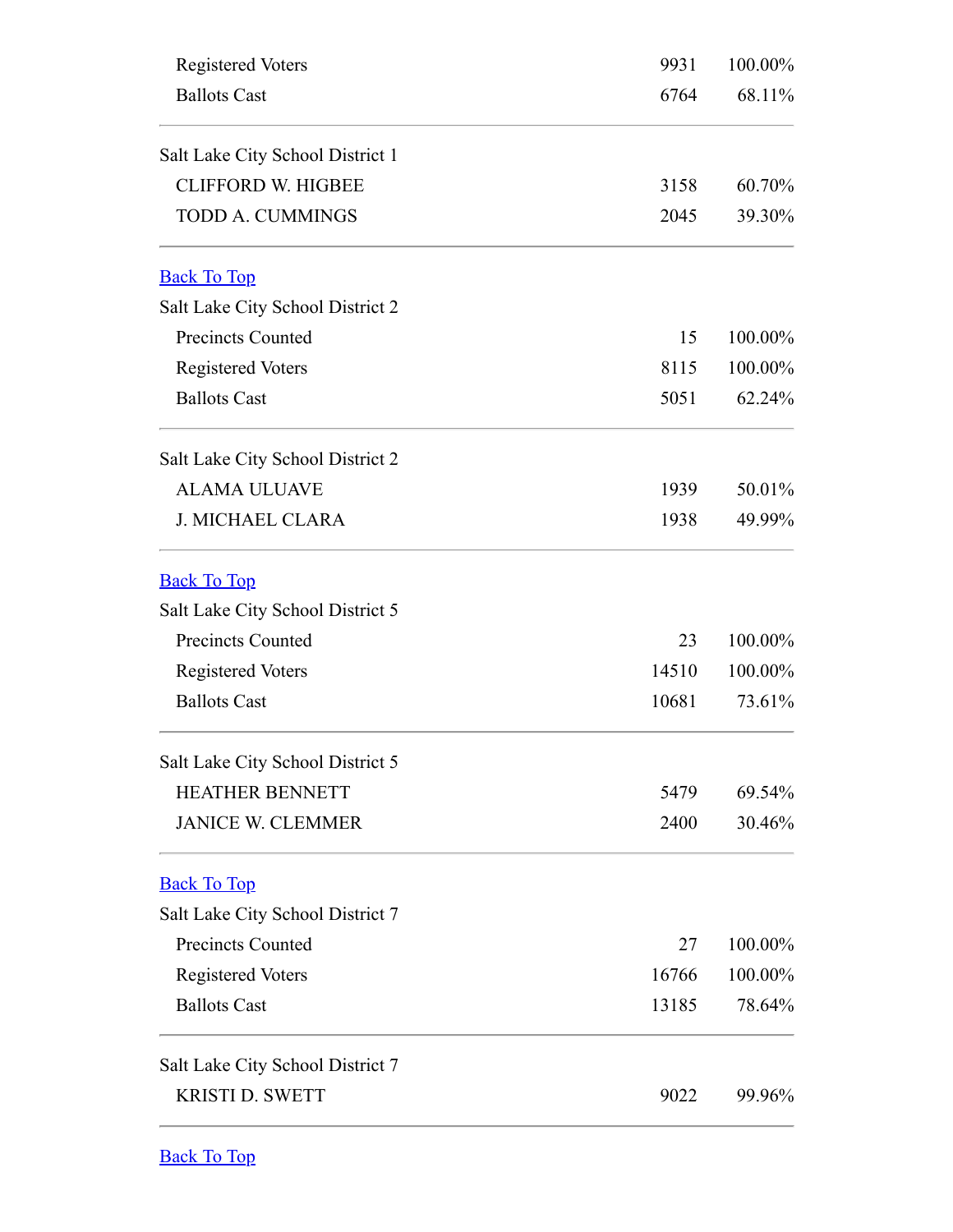| | | |
|---|---|---|
| Registered Voters | 9931 | 100.00% |
| Ballots Cast | 6764 | 68.11% |

Salt Lake City School District 1

| | | |
|---|---|---|
| CLIFFORD W. HIGBEE | 3158 | 60.70% |
| TODD A. CUMMINGS | 2045 | 39.30% |

Back To Top

Salt Lake City School District 2

| | | |
|---|---|---|
| Precincts Counted | 15 | 100.00% |
| Registered Voters | 8115 | 100.00% |
| Ballots Cast | 5051 | 62.24% |

Salt Lake City School District 2

| | | |
|---|---|---|
| ALAMA ULUAVE | 1939 | 50.01% |
| J. MICHAEL CLARA | 1938 | 49.99% |

Back To Top

Salt Lake City School District 5

| | | |
|---|---|---|
| Precincts Counted | 23 | 100.00% |
| Registered Voters | 14510 | 100.00% |
| Ballots Cast | 10681 | 73.61% |

Salt Lake City School District 5

| | | |
|---|---|---|
| HEATHER BENNETT | 5479 | 69.54% |
| JANICE W. CLEMMER | 2400 | 30.46% |

Back To Top

Salt Lake City School District 7

| | | |
|---|---|---|
| Precincts Counted | 27 | 100.00% |
| Registered Voters | 16766 | 100.00% |
| Ballots Cast | 13185 | 78.64% |

Salt Lake City School District 7

| | | |
|---|---|---|
| KRISTI D. SWETT | 9022 | 99.96% |

Back To Top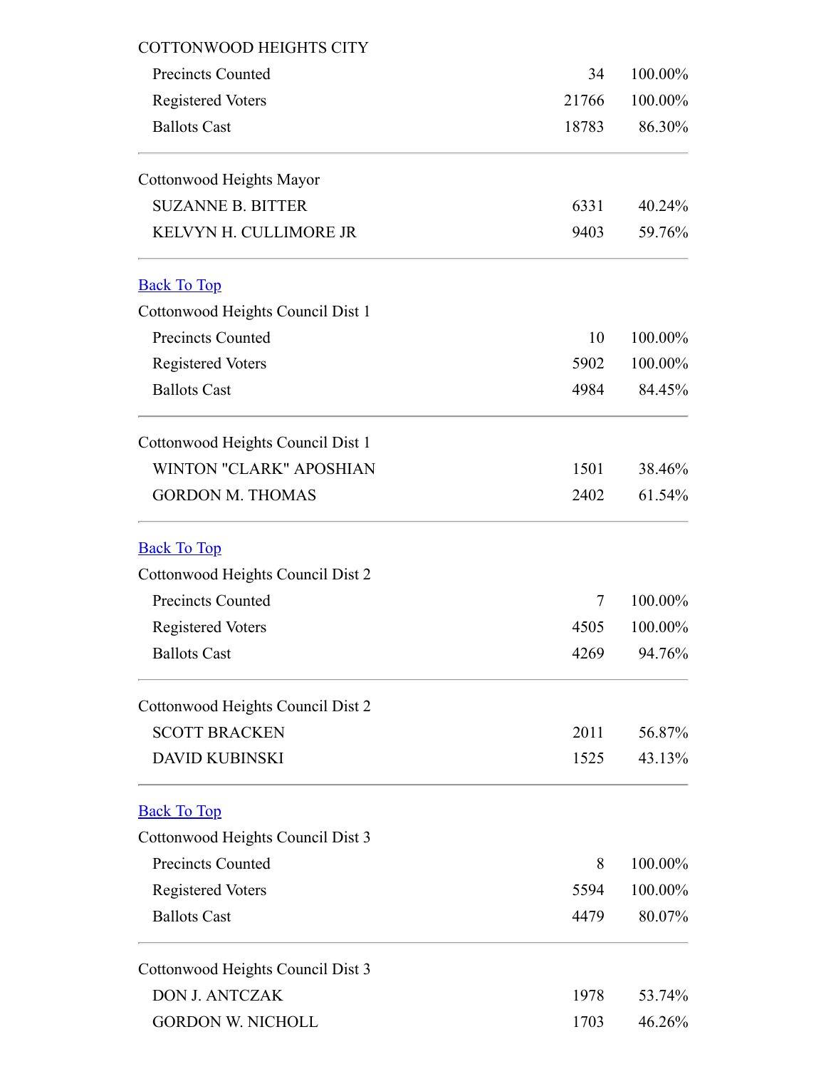## COTTONWOOD HEIGHTS CITY

| | | |
|---|---|---|
| Precincts Counted | 34 | 100.00% |
| Registered Voters | 21766 | 100.00% |
| Ballots Cast | 18783 | 86.30% |

### Cottonwood Heights Mayor

| | | |
|---|---|---|
| SUZANNE B. BITTER | 6331 | 40.24% |
| KELVYN H. CULLIMORE JR | 9403 | 59.76% |

Back To Top

### Cottonwood Heights Council Dist 1

| | | |
|---|---|---|
| Precincts Counted | 10 | 100.00% |
| Registered Voters | 5902 | 100.00% |
| Ballots Cast | 4984 | 84.45% |

### Cottonwood Heights Council Dist 1

| | | |
|---|---|---|
| WINTON "CLARK" APOSHIAN | 1501 | 38.46% |
| GORDON M. THOMAS | 2402 | 61.54% |

Back To Top

### Cottonwood Heights Council Dist 2

| | | |
|---|---|---|
| Precincts Counted | 7 | 100.00% |
| Registered Voters | 4505 | 100.00% |
| Ballots Cast | 4269 | 94.76% |

### Cottonwood Heights Council Dist 2

| | | |
|---|---|---|
| SCOTT BRACKEN | 2011 | 56.87% |
| DAVID KUBINSKI | 1525 | 43.13% |

Back To Top

### Cottonwood Heights Council Dist 3

| | | |
|---|---|---|
| Precincts Counted | 8 | 100.00% |
| Registered Voters | 5594 | 100.00% |
| Ballots Cast | 4479 | 80.07% |

### Cottonwood Heights Council Dist 3

| | | |
|---|---|---|
| DON J. ANTCZAK | 1978 | 53.74% |
| GORDON W. NICHOLL | 1703 | 46.26% |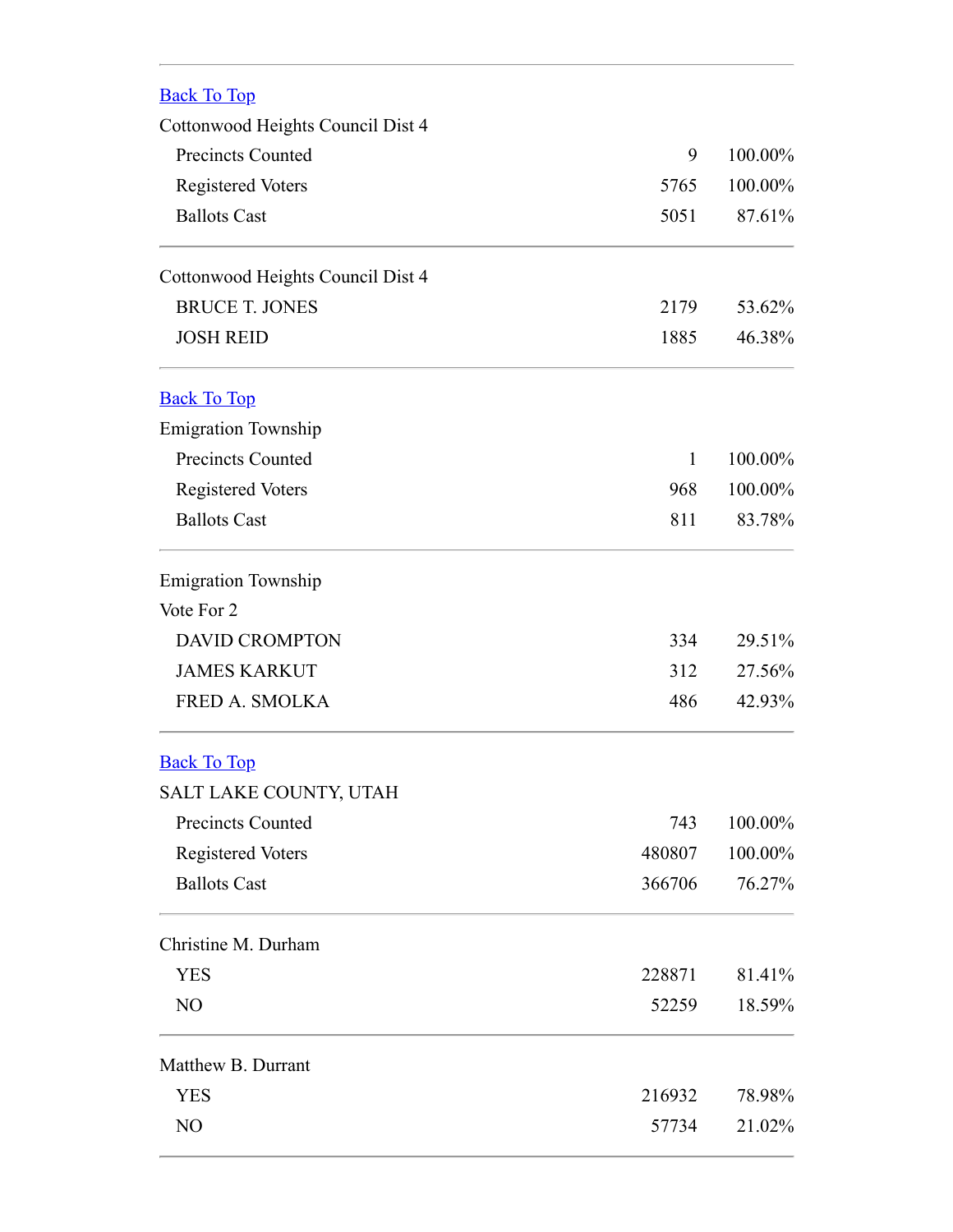---

[Back To Top]

Cottonwood Heights Council Dist 4

| | | |
|---|---|---|
| Precincts Counted | 9 | 100.00% |
| Registered Voters | 5765 | 100.00% |
| Ballots Cast | 5051 | 87.61% |

---

Cottonwood Heights Council Dist 4

| | | |
|---|---|---|
| BRUCE T. JONES | 2179 | 53.62% |
| JOSH REID | 1885 | 46.38% |

---

[Back To Top]

Emigration Township

| | | |
|---|---|---|
| Precincts Counted | 1 | 100.00% |
| Registered Voters | 968 | 100.00% |
| Ballots Cast | 811 | 83.78% |

---

Emigration Township

Vote For 2

| | | |
|---|---|---|
| DAVID CROMPTON | 334 | 29.51% |
| JAMES KARKUT | 312 | 27.56% |
| FRED A. SMOLKA | 486 | 42.93% |

---

[Back To Top]

SALT LAKE COUNTY, UTAH

| | | |
|---|---|---|
| Precincts Counted | 743 | 100.00% |
| Registered Voters | 480807 | 100.00% |
| Ballots Cast | 366706 | 76.27% |

---

Christine M. Durham

| | | |
|---|---|---|
| YES | 228871 | 81.41% |
| NO | 52259 | 18.59% |

---

Matthew B. Durrant

| | | |
|---|---|---|
| YES | 216932 | 78.98% |
| NO | 57734 | 21.02% |

---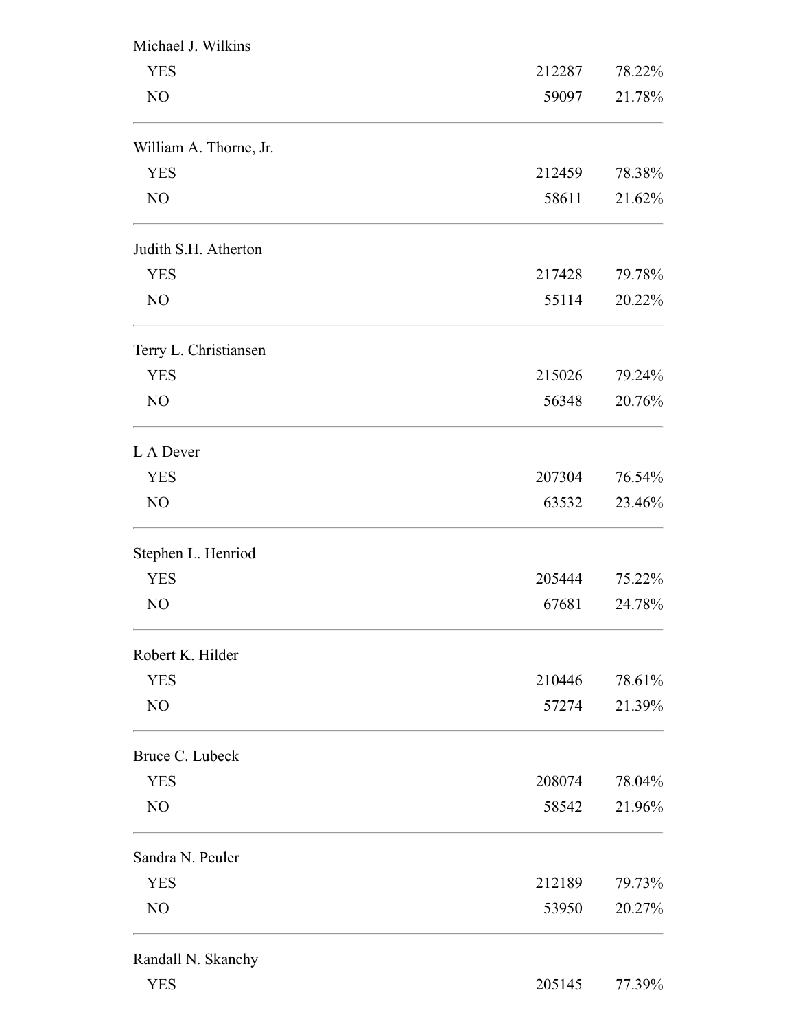Michael J. Wilkins

| | | |
|---|---|---|
| YES | 212287 | 78.22% |
| NO | 59097 | 21.78% |

William A. Thorne, Jr.

| | | |
|---|---|---|
| YES | 212459 | 78.38% |
| NO | 58611 | 21.62% |

Judith S.H. Atherton

| | | |
|---|---|---|
| YES | 217428 | 79.78% |
| NO | 55114 | 20.22% |

Terry L. Christiansen

| | | |
|---|---|---|
| YES | 215026 | 79.24% |
| NO | 56348 | 20.76% |

L A Dever

| | | |
|---|---|---|
| YES | 207304 | 76.54% |
| NO | 63532 | 23.46% |

Stephen L. Henriod

| | | |
|---|---|---|
| YES | 205444 | 75.22% |
| NO | 67681 | 24.78% |

Robert K. Hilder

| | | |
|---|---|---|
| YES | 210446 | 78.61% |
| NO | 57274 | 21.39% |

Bruce C. Lubeck

| | | |
|---|---|---|
| YES | 208074 | 78.04% |
| NO | 58542 | 21.96% |

Sandra N. Peuler

| | | |
|---|---|---|
| YES | 212189 | 79.73% |
| NO | 53950 | 20.27% |

Randall N. Skanchy

| | | |
|---|---|---|
| YES | 205145 | 77.39% |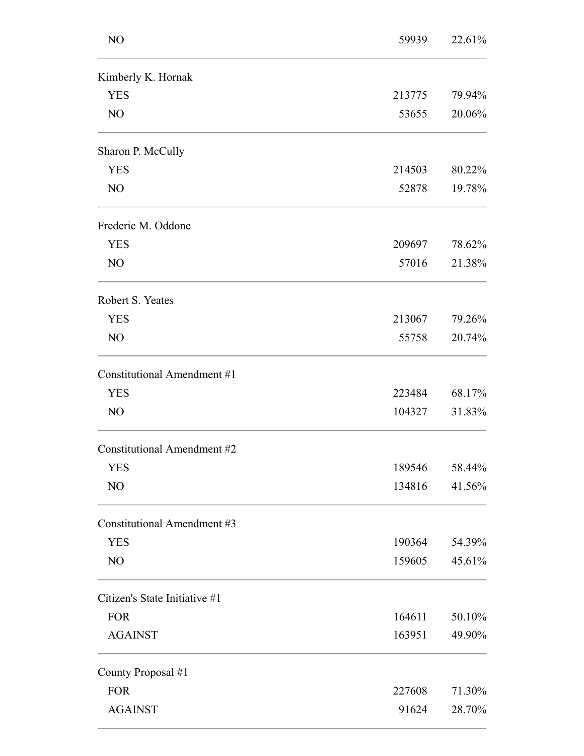| | | |
|---|---|---|
| NO | 59939 | 22.61% |
| **Kimberly K. Hornak** | | |
| YES | 213775 | 79.94% |
| NO | 53655 | 20.06% |
| **Sharon P. McCully** | | |
| YES | 214503 | 80.22% |
| NO | 52878 | 19.78% |
| **Frederic M. Oddone** | | |
| YES | 209697 | 78.62% |
| NO | 57016 | 21.38% |
| **Robert S. Yeates** | | |
| YES | 213067 | 79.26% |
| NO | 55758 | 20.74% |
| **Constitutional Amendment #1** | | |
| YES | 223484 | 68.17% |
| NO | 104327 | 31.83% |
| **Constitutional Amendment #2** | | |
| YES | 189546 | 58.44% |
| NO | 134816 | 41.56% |
| **Constitutional Amendment #3** | | |
| YES | 190364 | 54.39% |
| NO | 159605 | 45.61% |
| **Citizen's State Initiative #1** | | |
| FOR | 164611 | 50.10% |
| AGAINST | 163951 | 49.90% |
| **County Proposal #1** | | |
| FOR | 227608 | 71.30% |
| AGAINST | 91624 | 28.70% |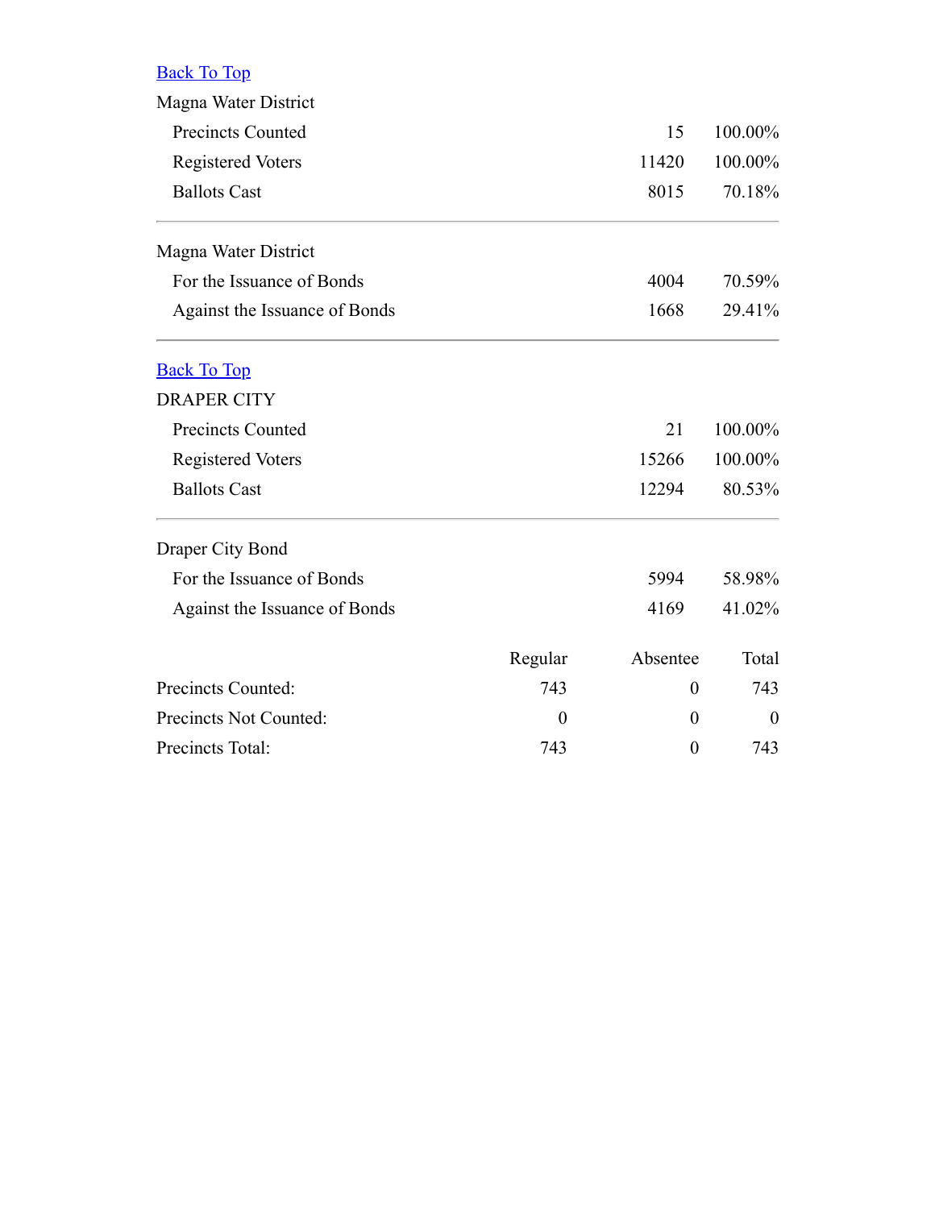Back To Top

Magna Water District

| | | |
|---|---|---|
| Precincts Counted | 15 | 100.00% |
| Registered Voters | 11420 | 100.00% |
| Ballots Cast | 8015 | 70.18% |

Magna Water District

| | | |
|---|---|---|
| For the Issuance of Bonds | 4004 | 70.59% |
| Against the Issuance of Bonds | 1668 | 29.41% |

Back To Top

DRAPER CITY

| | | |
|---|---|---|
| Precincts Counted | 21 | 100.00% |
| Registered Voters | 15266 | 100.00% |
| Ballots Cast | 12294 | 80.53% |

Draper City Bond

| | | |
|---|---|---|
| For the Issuance of Bonds | 5994 | 58.98% |
| Against the Issuance of Bonds | 4169 | 41.02% |

| | Regular | Absentee | Total |
|---|---|---|---|
| Precincts Counted: | 743 | 0 | 743 |
| Precincts Not Counted: | 0 | 0 | 0 |
| Precincts Total: | 743 | 0 | 743 |